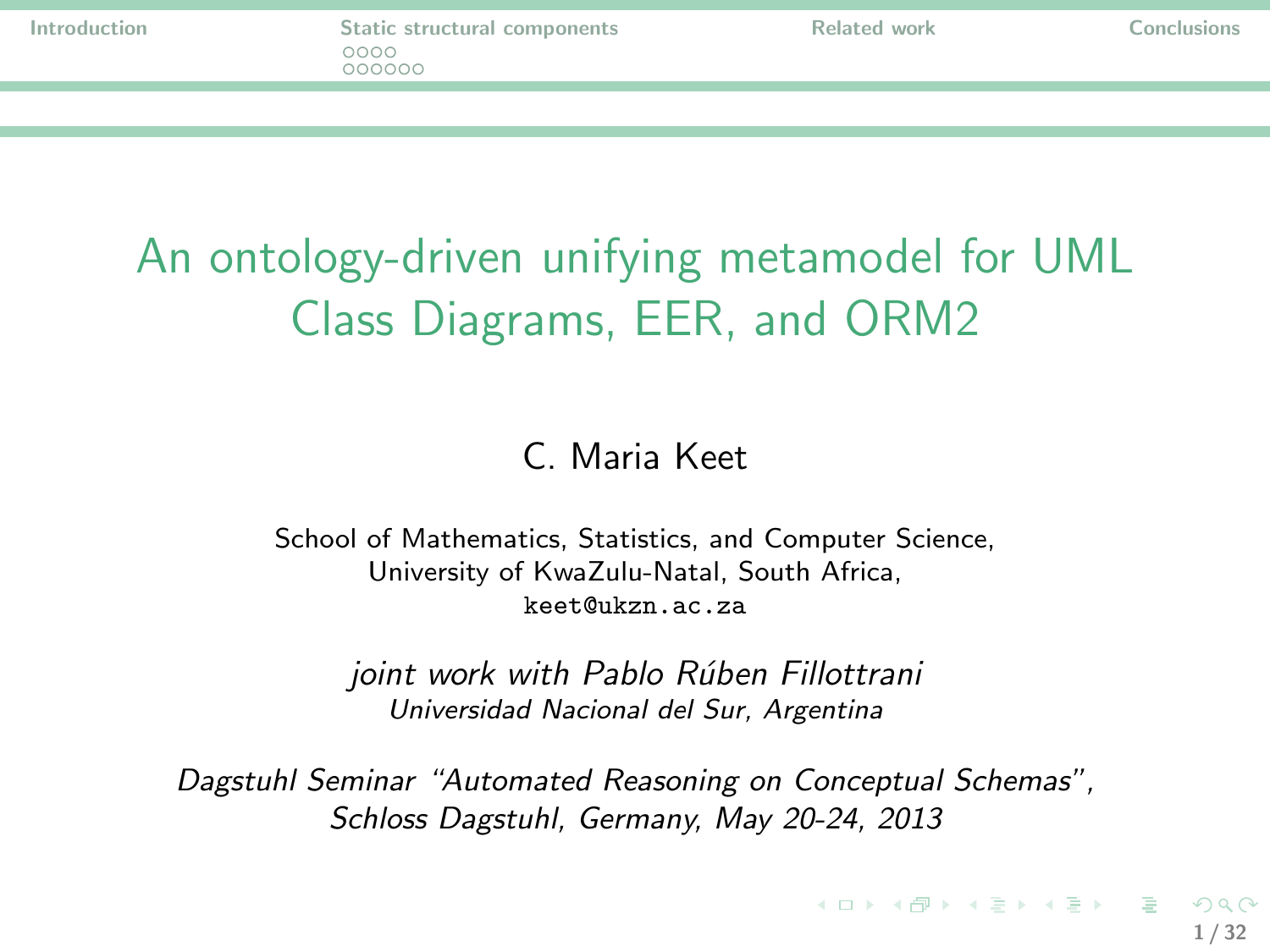# An ontology-driven unifying metamodel for UML Class Diagrams, EER, and ORM2

C. Maria Keet

School of Mathematics, Statistics, and Computer Science,
University of KwaZulu-Natal, South Africa,
`keet@ukzn.ac.za`

*joint work with Pablo Rúben Fillottrani*
*Universidad Nacional del Sur, Argentina*

*Dagstuhl Seminar "Automated Reasoning on Conceptual Schemas",*
*Schloss Dagstuhl, Germany, May 20-24, 2013*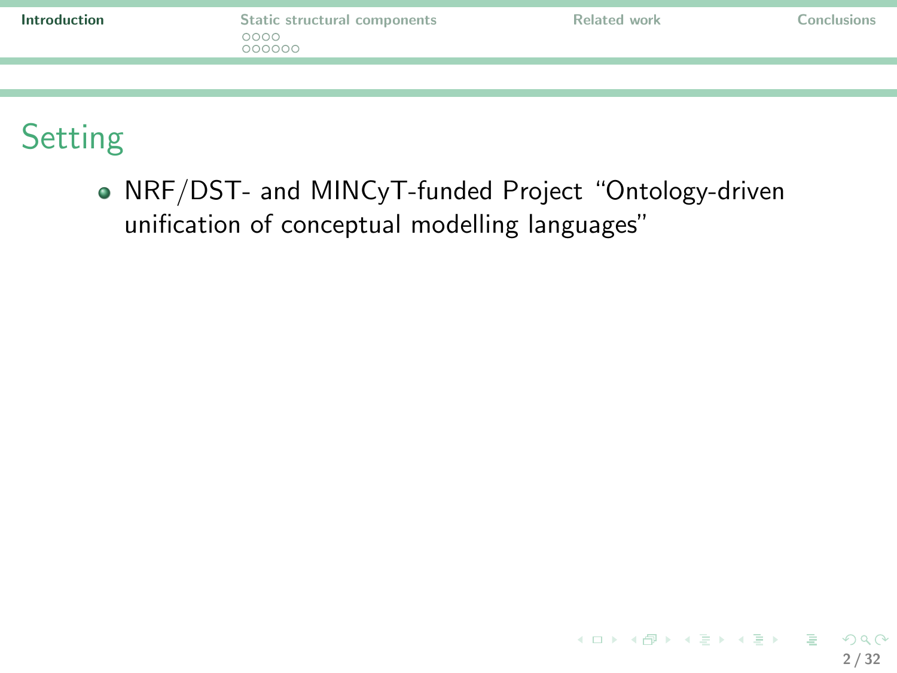# Setting

- NRF/DST- and MINCyT-funded Project "Ontology-driven unification of conceptual modelling languages"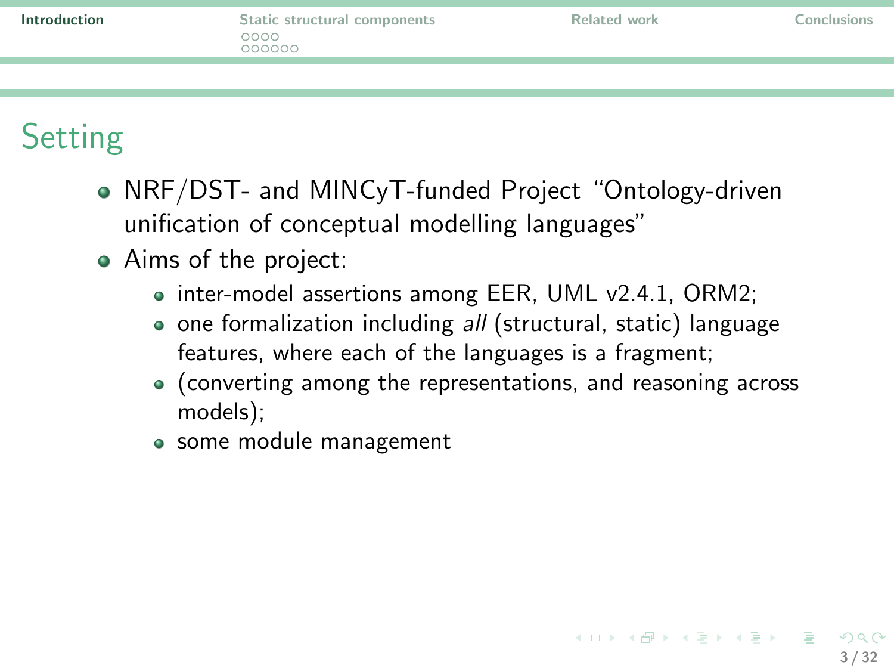# Setting

- NRF/DST- and MINCyT-funded Project “Ontology-driven unification of conceptual modelling languages”
- Aims of the project:
  - inter-model assertions among EER, UML v2.4.1, ORM2;
  - one formalization including *all* (structural, static) language features, where each of the languages is a fragment;
  - (converting among the representations, and reasoning across models);
  - some module management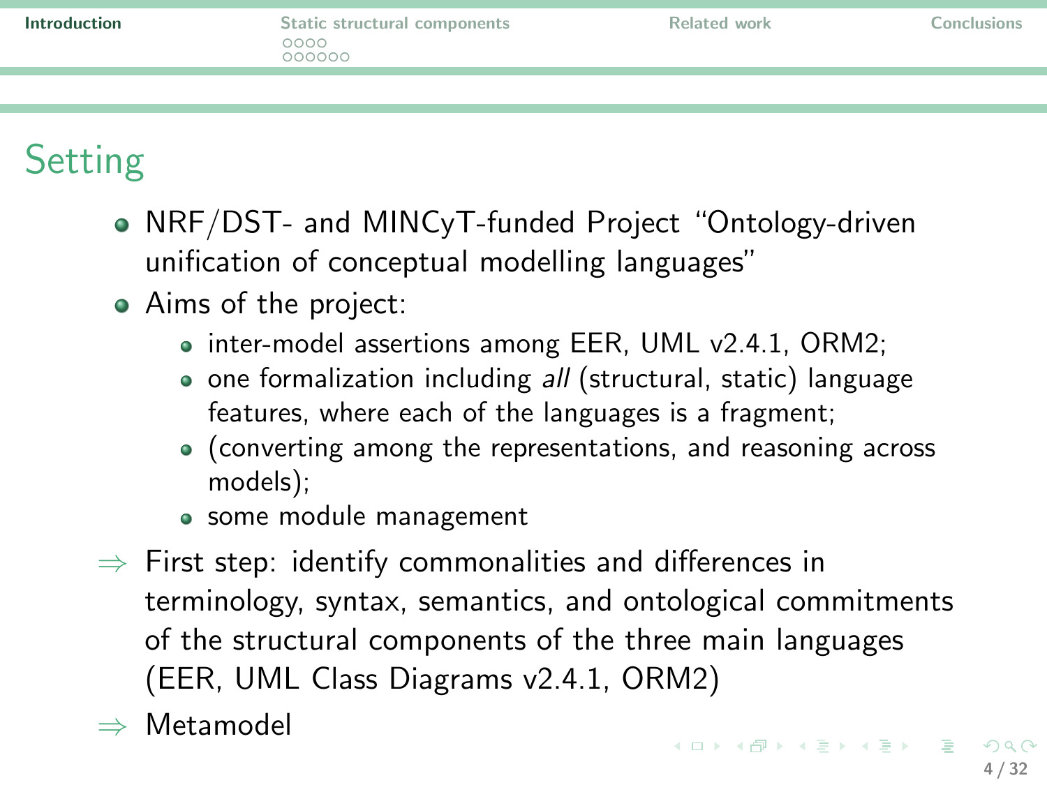# Setting

- NRF/DST- and MINCyT-funded Project "Ontology-driven unification of conceptual modelling languages"
- Aims of the project:
  - inter-model assertions among EER, UML v2.4.1, ORM2;
  - one formalization including *all* (structural, static) language features, where each of the languages is a fragment;
  - (converting among the representations, and reasoning across models);
  - some module management

⇒ First step: identify commonalities and differences in terminology, syntax, semantics, and ontological commitments of the structural components of the three main languages (EER, UML Class Diagrams v2.4.1, ORM2)

⇒ Metamodel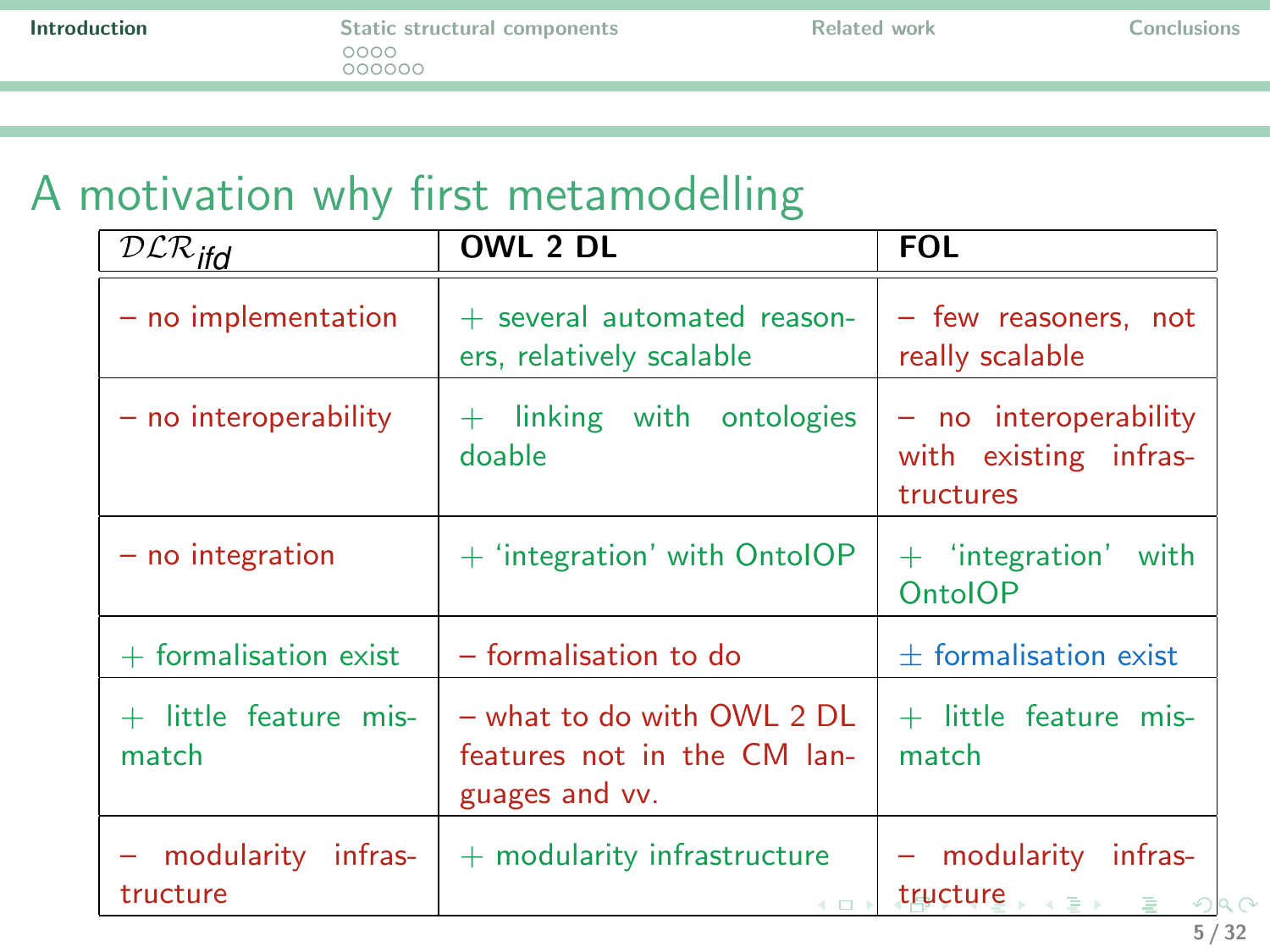# A motivation why first metamodelling

| $\mathcal{DLR}_{ifd}$ | OWL 2 DL | FOL |
|---|---|---|
| – no implementation | + several automated reasoners, relatively scalable | – few reasoners, not really scalable |
| – no interoperability | + linking with ontologies doable | – no interoperability with existing infrastructures |
| – no integration | + 'integration' with OntoIOP | + 'integration' with OntoIOP |
| + formalisation exist | – formalisation to do | ± formalisation exist |
| + little feature mismatch | – what to do with OWL 2 DL features not in the CM languages and vv. | + little feature mismatch |
| – modularity infrastructure | + modularity infrastructure | – modularity infrastructure |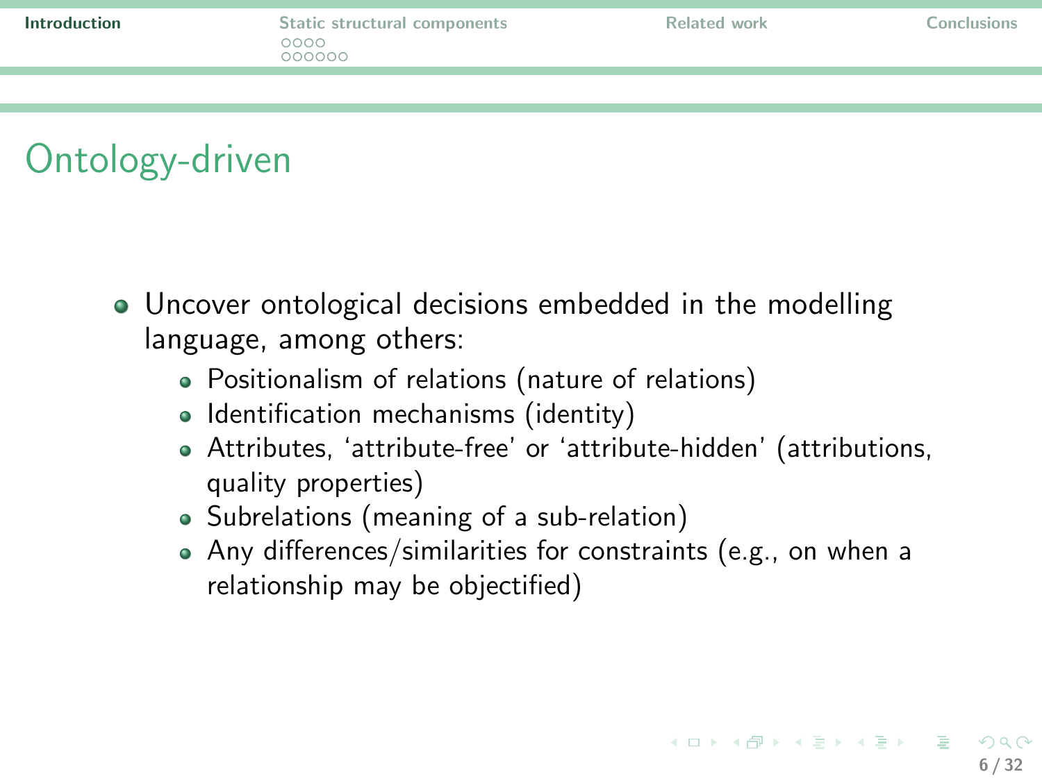# Ontology-driven

- Uncover ontological decisions embedded in the modelling language, among others:
  - Positionalism of relations (nature of relations)
  - Identification mechanisms (identity)
  - Attributes, ‘attribute-free’ or ‘attribute-hidden’ (attributions, quality properties)
  - Subrelations (meaning of a sub-relation)
  - Any differences/similarities for constraints (e.g., on when a relationship may be objectified)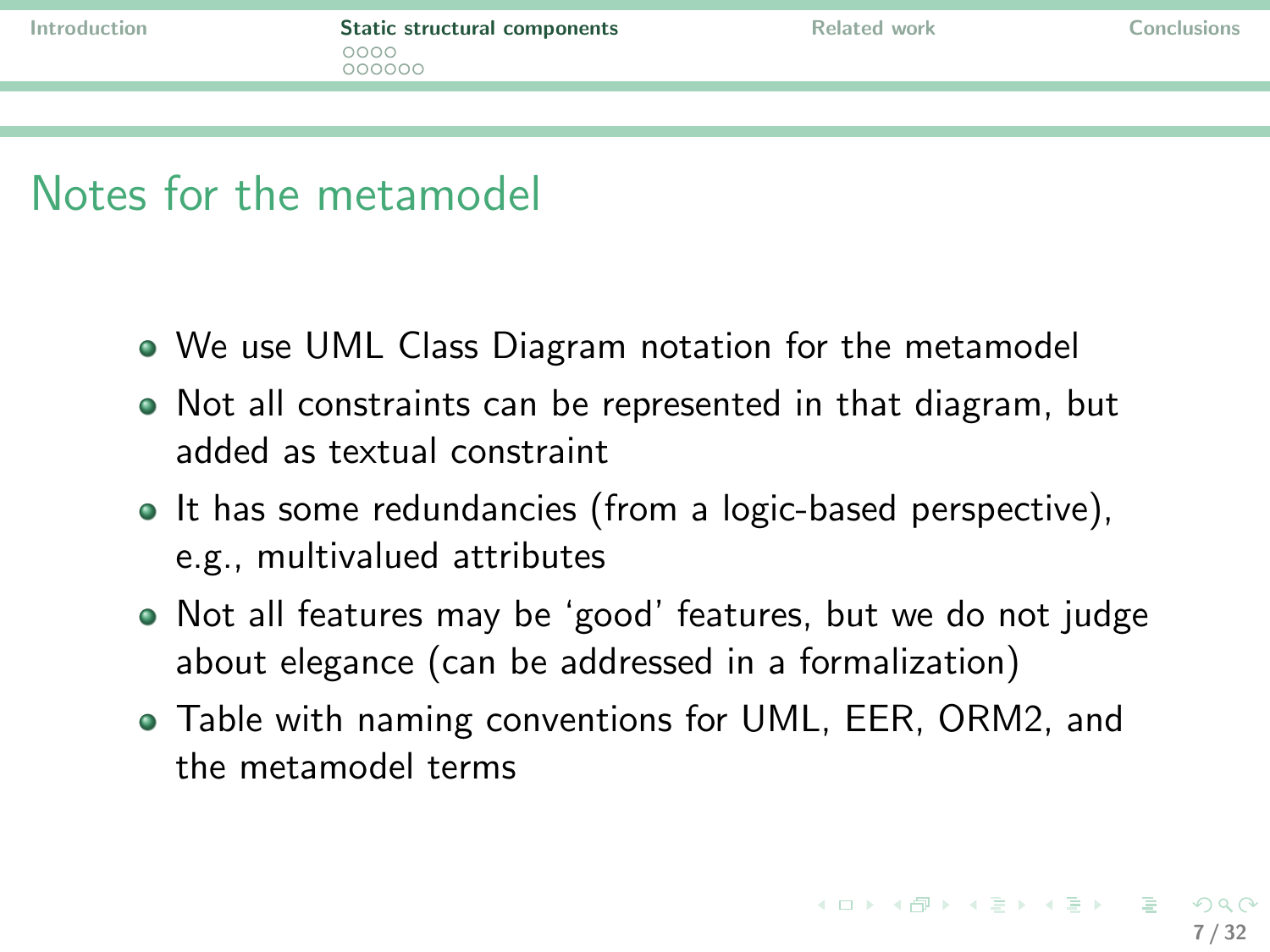# Notes for the metamodel

- We use UML Class Diagram notation for the metamodel
- Not all constraints can be represented in that diagram, but added as textual constraint
- It has some redundancies (from a logic-based perspective), e.g., multivalued attributes
- Not all features may be ‘good’ features, but we do not judge about elegance (can be addressed in a formalization)
- Table with naming conventions for UML, EER, ORM2, and the metamodel terms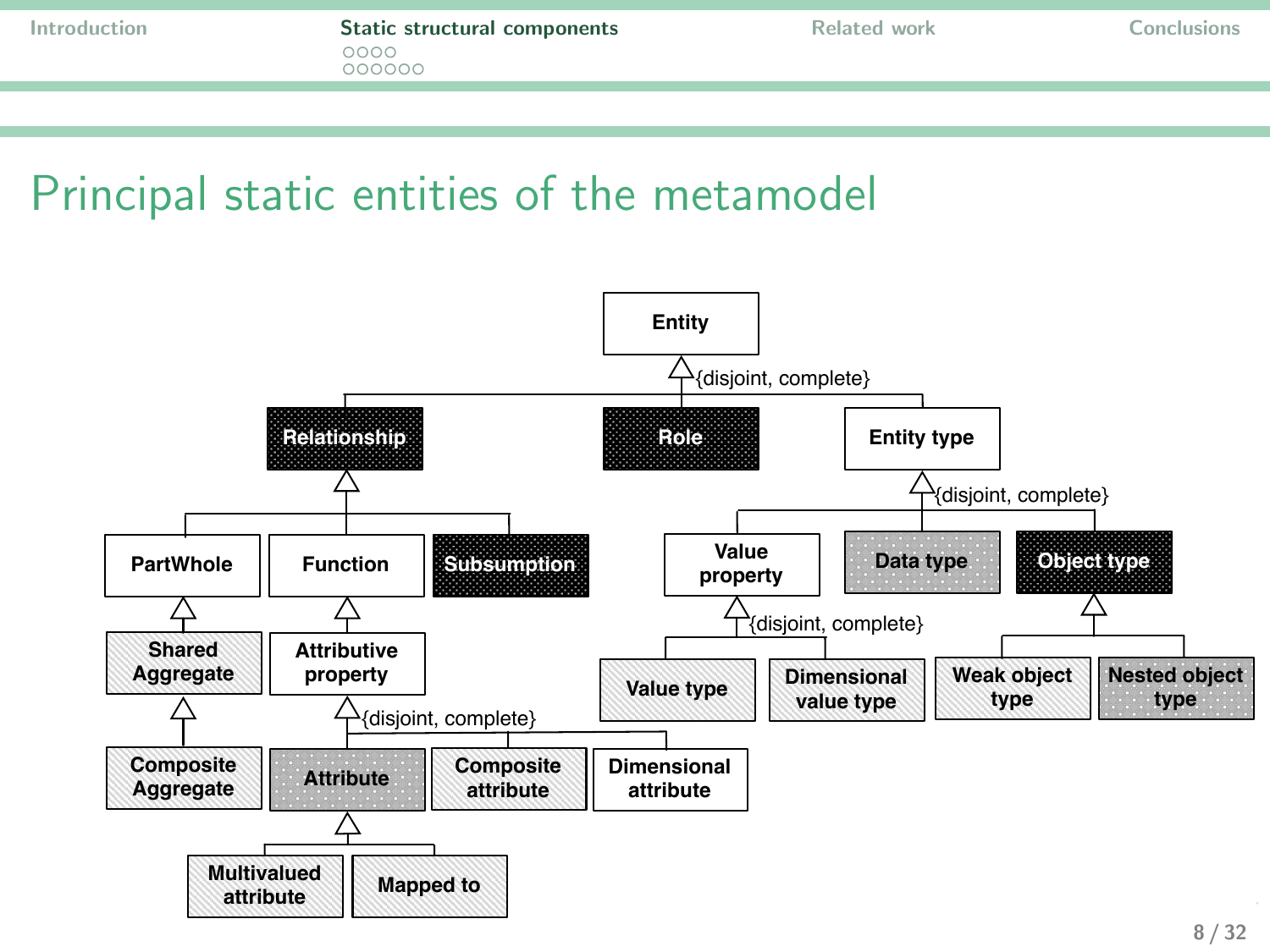# Principal static entities of the metamodel

- Entity {disjoint, complete}
  - Relationship
    - PartWhole
      - Shared Aggregate
        - Composite Aggregate
    - Function
      - Attributive property {disjoint, complete}
        - Attribute
          - Multivalued attribute
          - Mapped to
        - Composite attribute
        - Dimensional attribute
    - Subsumption
  - Role
  - Entity type {disjoint, complete}
    - Value property {disjoint, complete}
      - Value type
      - Dimensional value type
    - Data type
    - Object type
      - Weak object type
      - Nested object type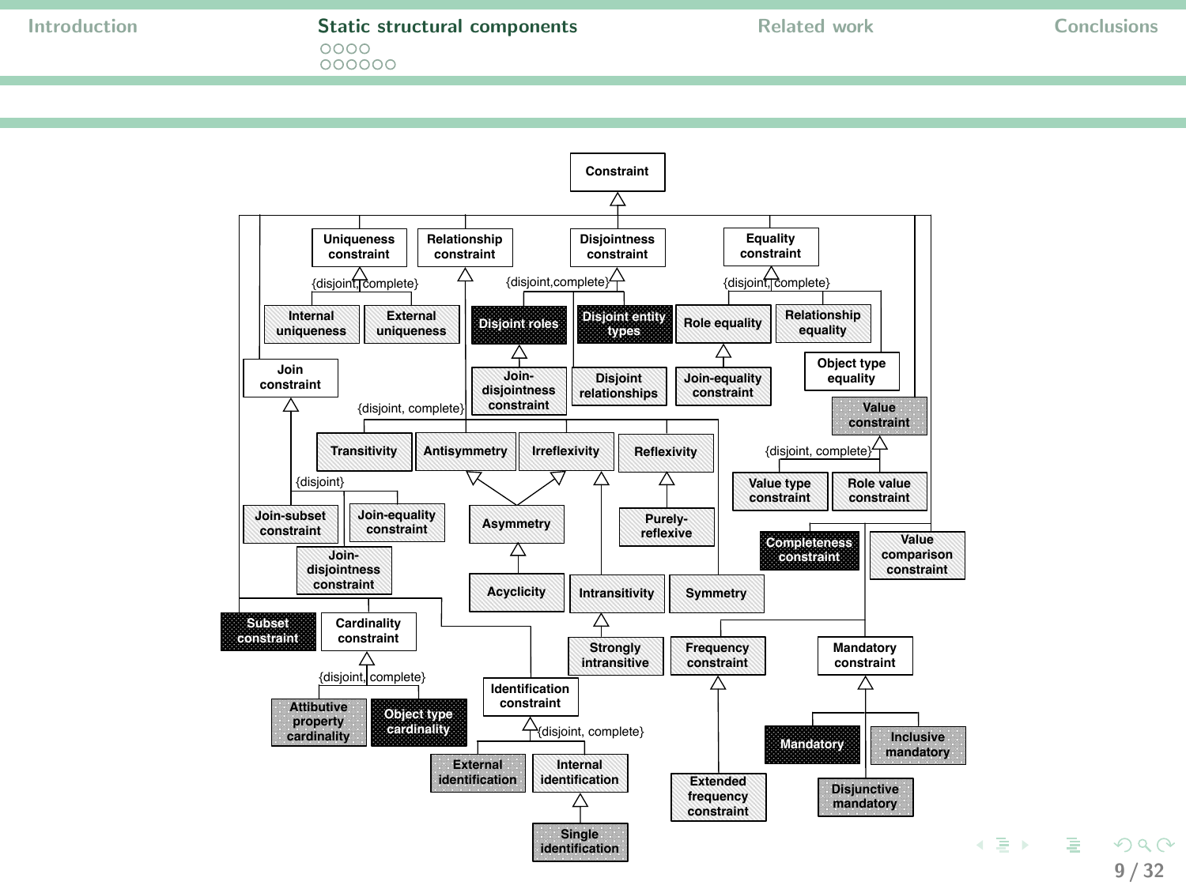- Constraint
  - Uniqueness constraint {disjoint, complete}
    - Internal uniqueness
    - External uniqueness
  - Relationship constraint {disjoint, complete}
    - Transitivity
    - Antisymmetry
      - Asymmetry
        - Acyclicity
    - Irreflexivity
      - Asymmetry
      - Intransitivity
        - Strongly intransitive
    - Reflexivity
      - Purely-reflexive
    - Symmetry
  - Disjointness constraint {disjoint, complete}
    - Disjoint roles
      - Join-disjointness constraint
    - Disjoint entity types
    - Disjoint relationships
  - Equality constraint {disjoint, complete}
    - Role equality
      - Join-equality constraint
    - Relationship equality
    - Object type equality
  - Join constraint {disjoint}
    - Join-subset constraint
    - Join-equality constraint
    - Join-disjointness constraint
  - Value constraint {disjoint, complete}
    - Value type constraint
    - Role value constraint
  - Completeness constraint
  - Value comparison constraint
  - Subset constraint
  - Cardinality constraint {disjoint, complete}
    - Attibutive property cardinality
    - Object type cardinality
  - Identification constraint {disjoint, complete}
    - External identification
    - Internal identification
      - Single identification
  - Frequency constraint
    - Extended frequency constraint
  - Mandatory constraint
    - Mandatory
    - Inclusive mandatory
    - Disjunctive mandatory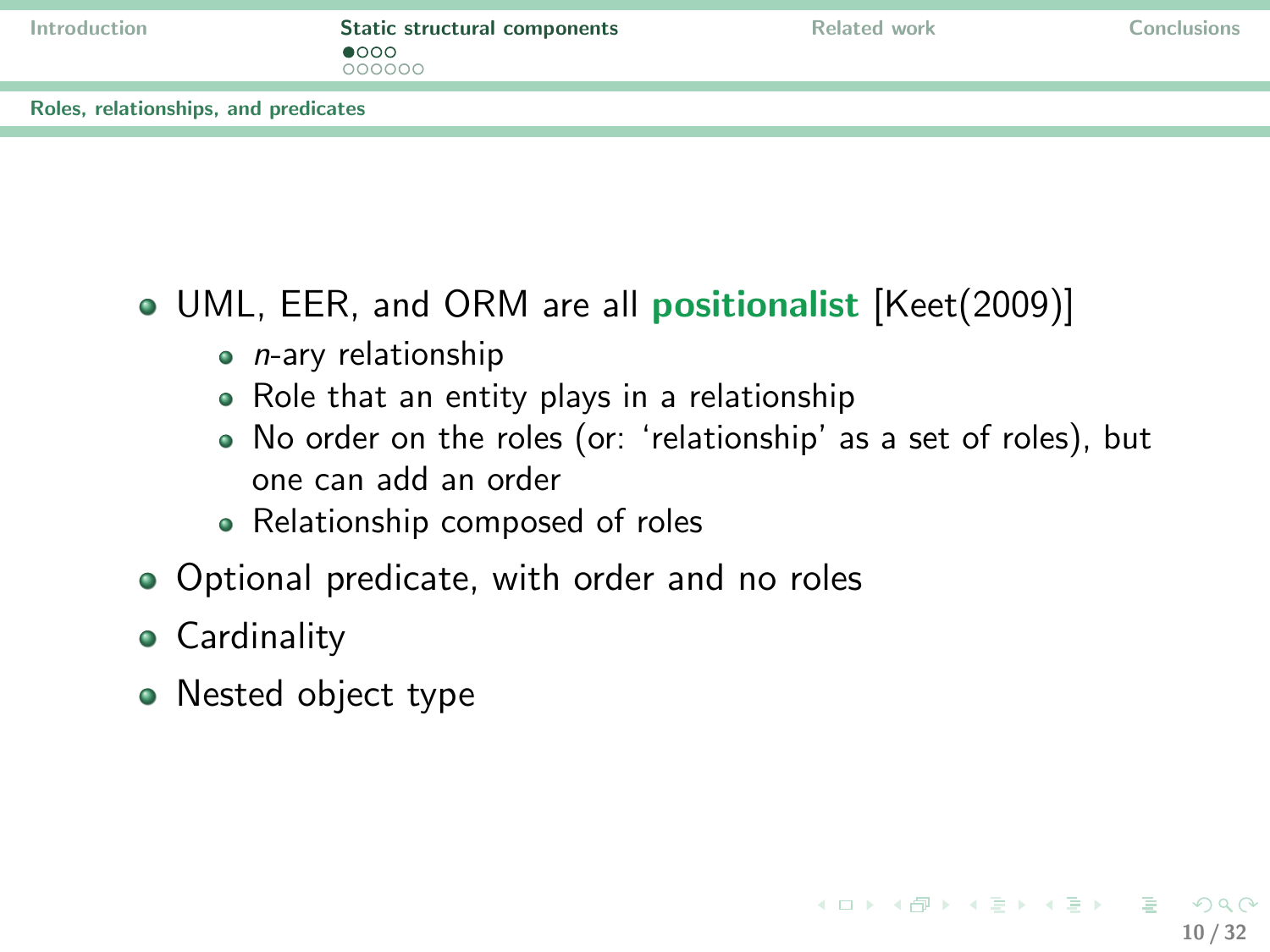## Roles, relationships, and predicates

- UML, EER, and ORM are all **positionalist** [Keet(2009)]
  - $n$-ary relationship
  - Role that an entity plays in a relationship
  - No order on the roles (or: 'relationship' as a set of roles), but one can add an order
  - Relationship composed of roles
- Optional predicate, with order and no roles
- Cardinality
- Nested object type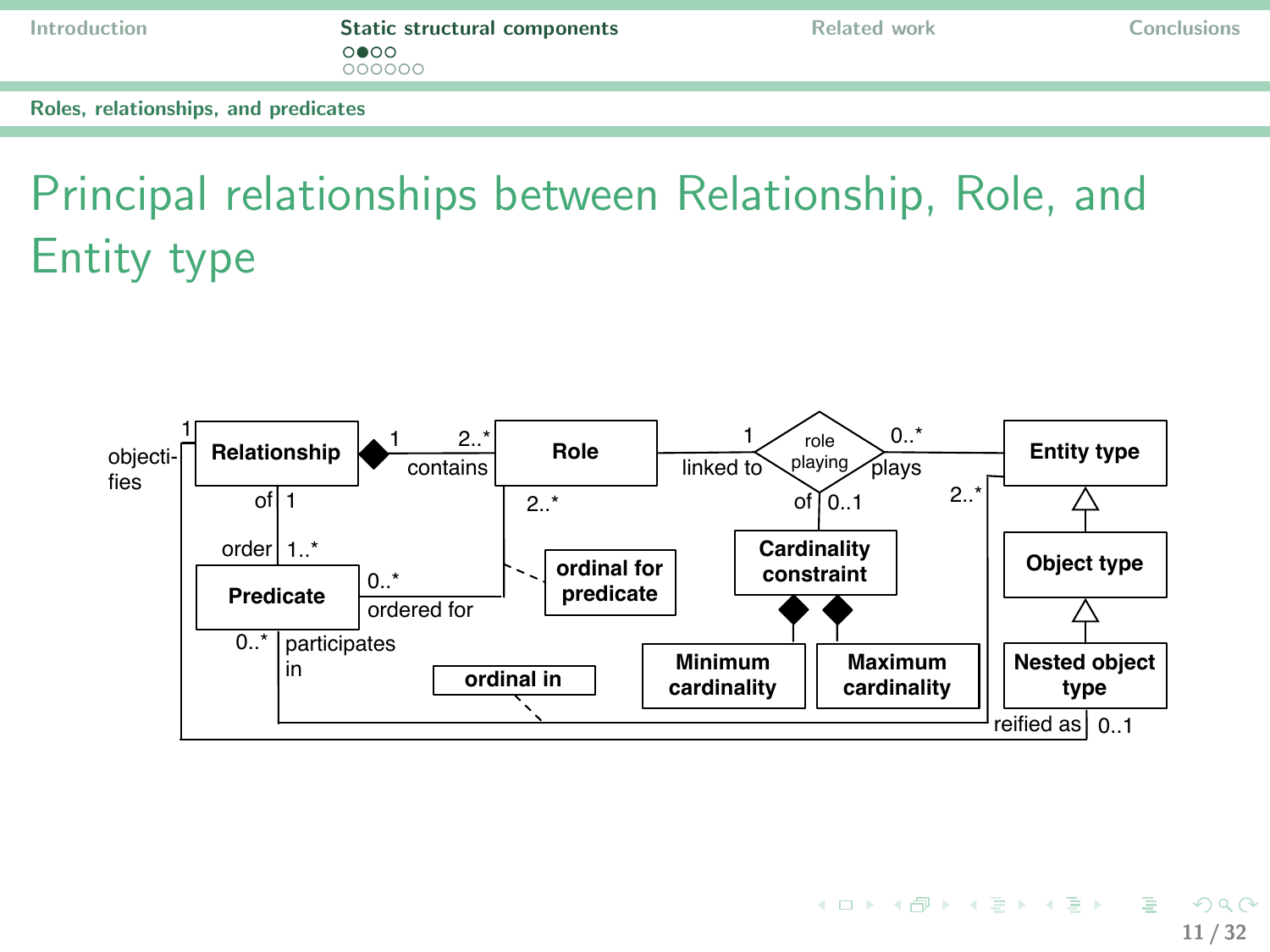# Principal relationships between Relationship, Role, and Entity type

Relationship —1 contains 2..*— Role —linked to 1— role playing —0..* plays— Entity type

Relationship of 1 — order 1..* Predicate

Predicate 0..* ordered for — Role 2..* (ordinal for predicate)

Predicate 0..* participates in — Entity type 2..* (ordinal in)

role playing of 0..1 — Cardinality constraint

Cardinality constraint ◆— Minimum cardinality

Cardinality constraint ◆— Maximum cardinality

Entity type ◁— Object type ◁— Nested object type

Relationship 1 objectifies — Nested object type reified as 0..1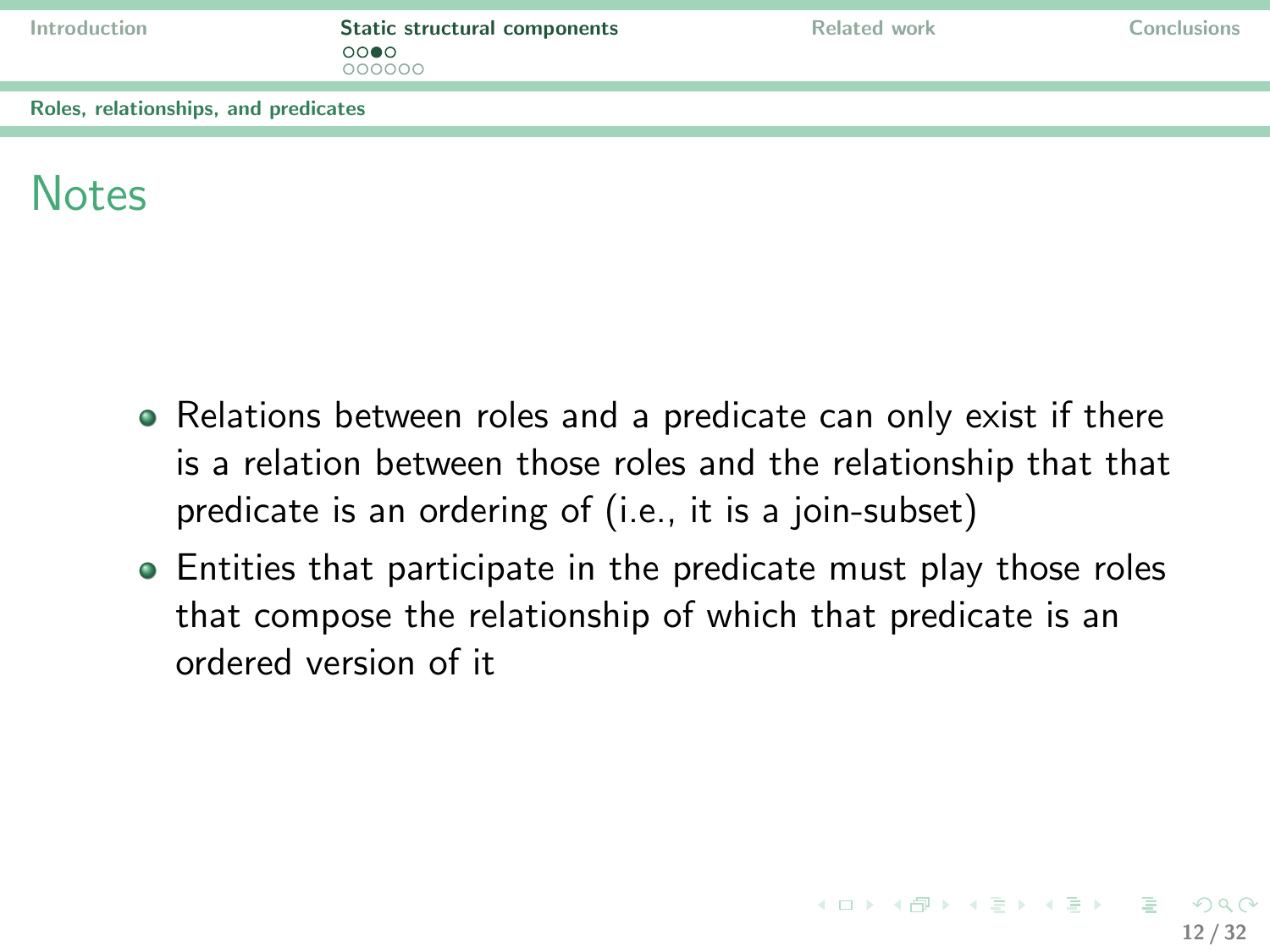## Notes

- Relations between roles and a predicate can only exist if there is a relation between those roles and the relationship that that predicate is an ordering of (i.e., it is a join-subset)
- Entities that participate in the predicate must play those roles that compose the relationship of which that predicate is an ordered version of it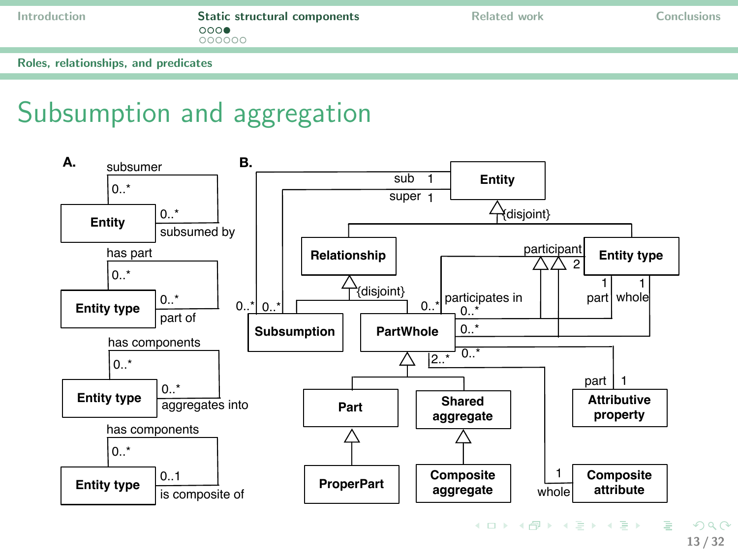# Subsumption and aggregation

**A.**

subsumer
0..*
**Entity**
0..*
subsumed by

has part
0..*
**Entity type**
0..*
part of

has components
0..*
**Entity type**
0..*
aggregates into

has components
0..*
**Entity type**
0..1
is composite of

**B.**

**Entity** — sub 1, super 1

{disjoint}

**Relationship**

{disjoint}

**Entity type** — participant 2; 1 part; 1 whole

**Subsumption** — 0..* 0..*

**PartWhole** — 0..* participates in; 0..*; 0..*; 2..*; 0..*

**Part**

**ProperPart**

**Shared aggregate**

**Composite aggregate**

**Attributive property** — part 1

**Composite attribute** — 1 whole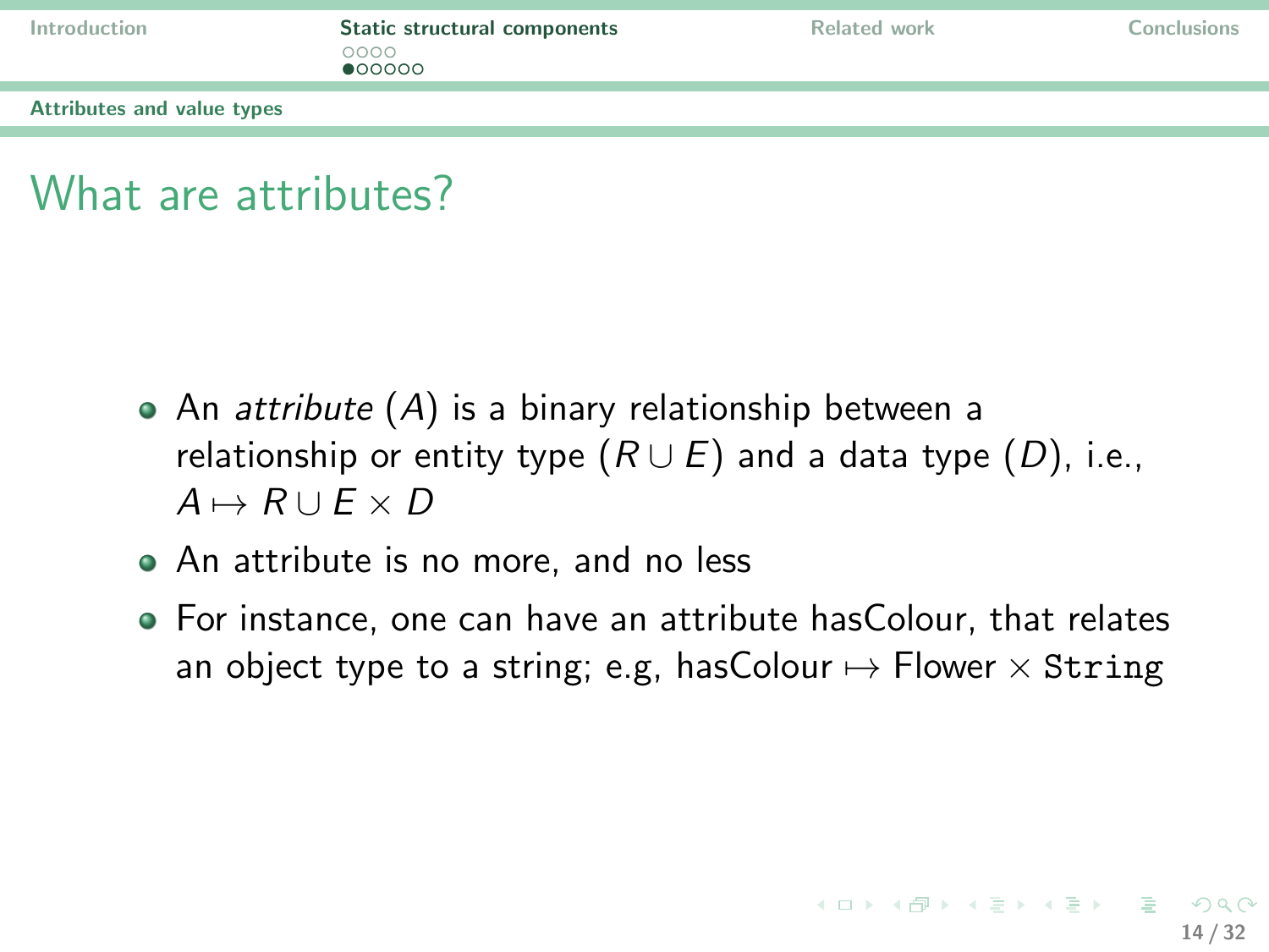# What are attributes?

- An *attribute* ($A$) is a binary relationship between a relationship or entity type ($R \cup E$) and a data type ($D$), i.e., $A \mapsto R \cup E \times D$
- An attribute is no more, and no less
- For instance, one can have an attribute hasColour, that relates an object type to a string; e.g, hasColour $\mapsto$ Flower $\times$ `String`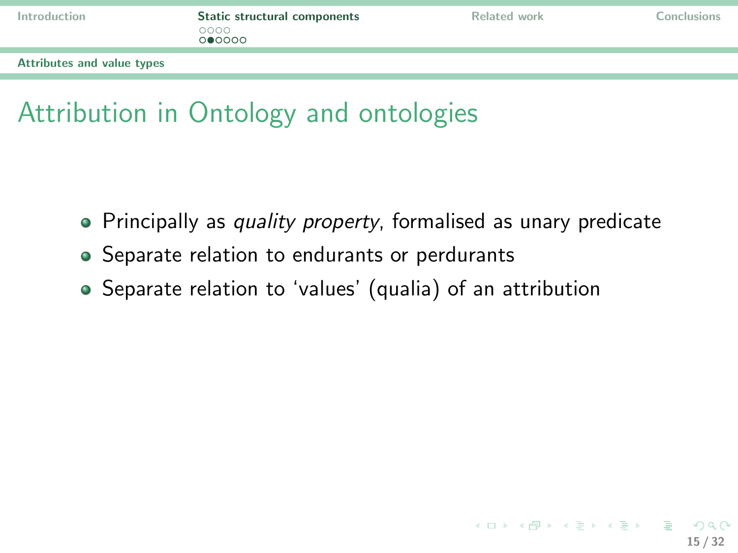# Attribution in Ontology and ontologies

- Principally as *quality property*, formalised as unary predicate
- Separate relation to endurants or perdurants
- Separate relation to 'values' (qualia) of an attribution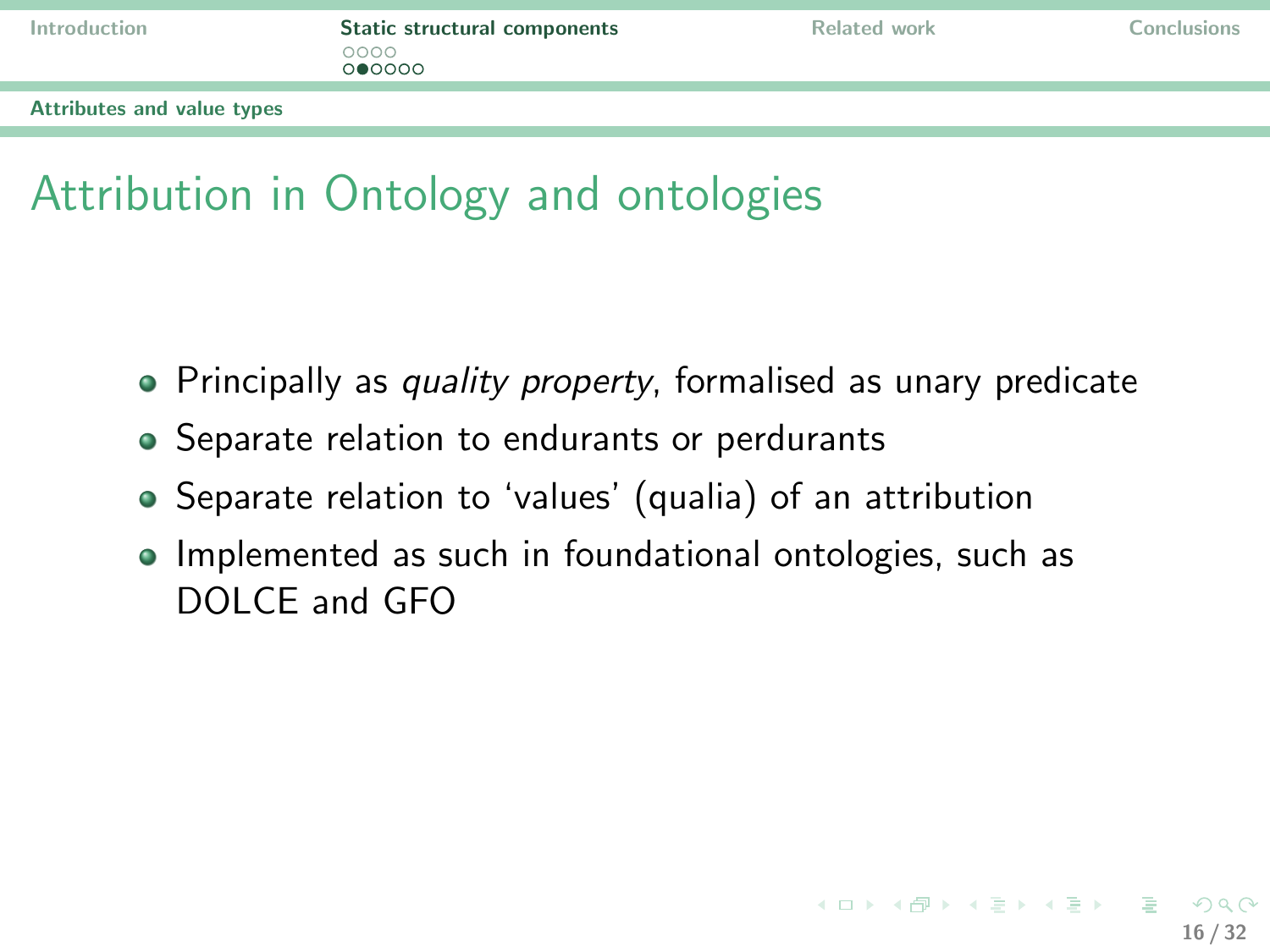# Attribution in Ontology and ontologies

- Principally as *quality property*, formalised as unary predicate
- Separate relation to endurants or perdurants
- Separate relation to 'values' (qualia) of an attribution
- Implemented as such in foundational ontologies, such as DOLCE and GFO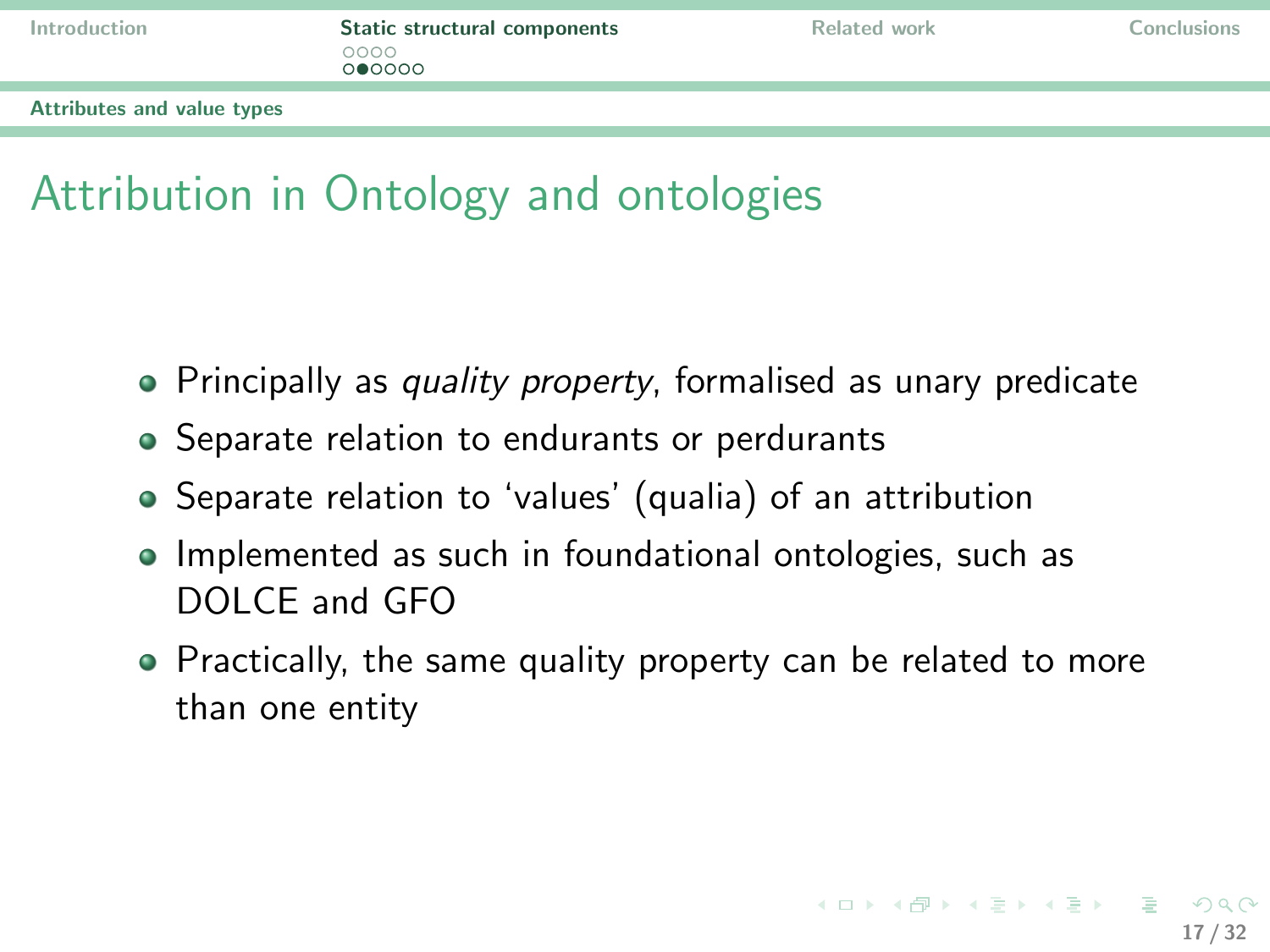# Attribution in Ontology and ontologies

- Principally as *quality property*, formalised as unary predicate
- Separate relation to endurants or perdurants
- Separate relation to ‘values’ (qualia) of an attribution
- Implemented as such in foundational ontologies, such as DOLCE and GFO
- Practically, the same quality property can be related to more than one entity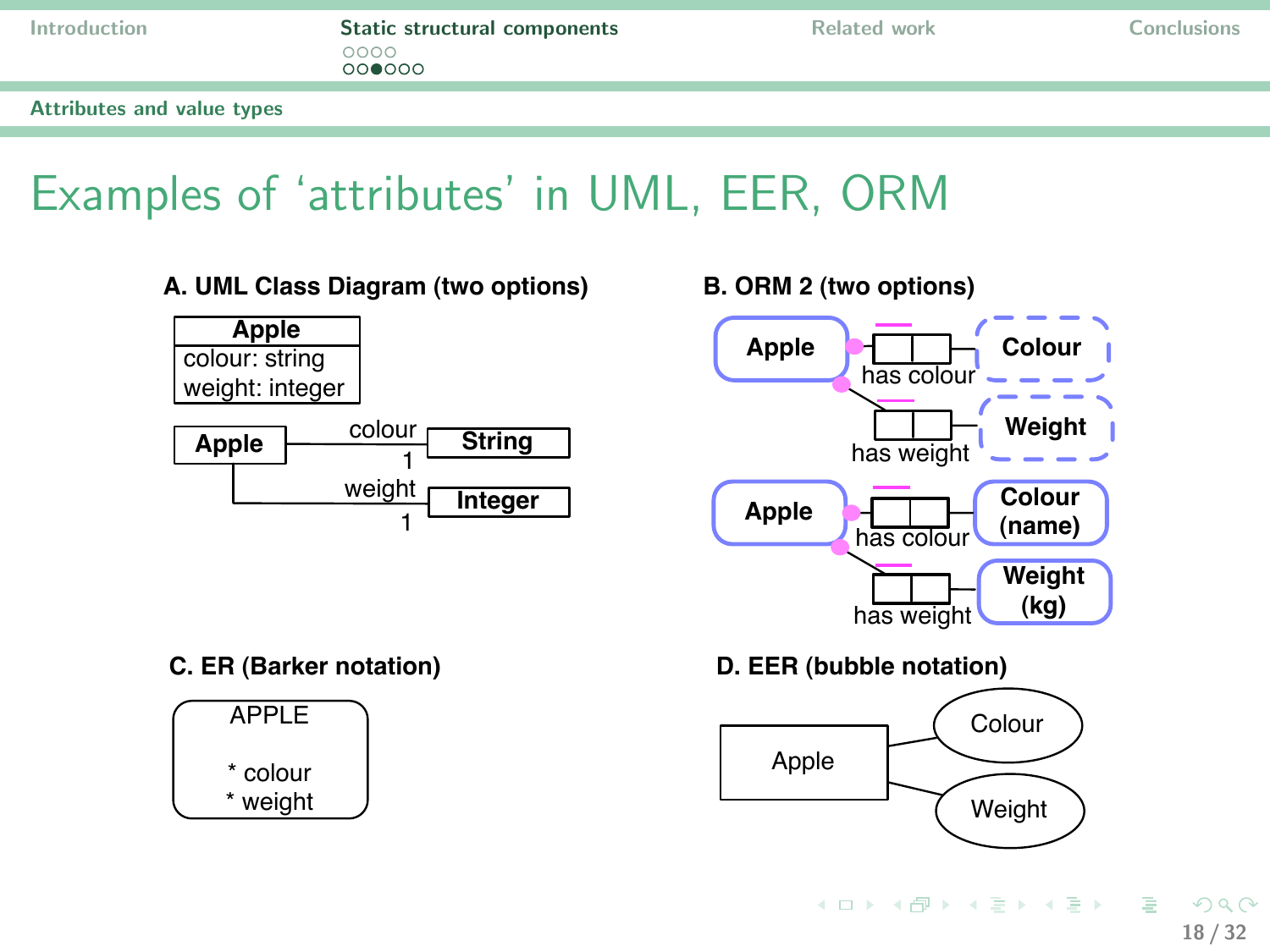# Examples of 'attributes' in UML, EER, ORM

**A. UML Class Diagram (two options)**

**Apple**
colour: string
weight: integer

**Apple** —colour 1— **String**
**Apple** —weight 1— **Integer**

**B. ORM 2 (two options)**

**Apple** has colour **Colour**
**Apple** has weight **Weight**

**Apple** has colour **Colour (name)**
**Apple** has weight **Weight (kg)**

**C. ER (Barker notation)**

APPLE

* colour
* weight

**D. EER (bubble notation)**

Apple — Colour
Apple — Weight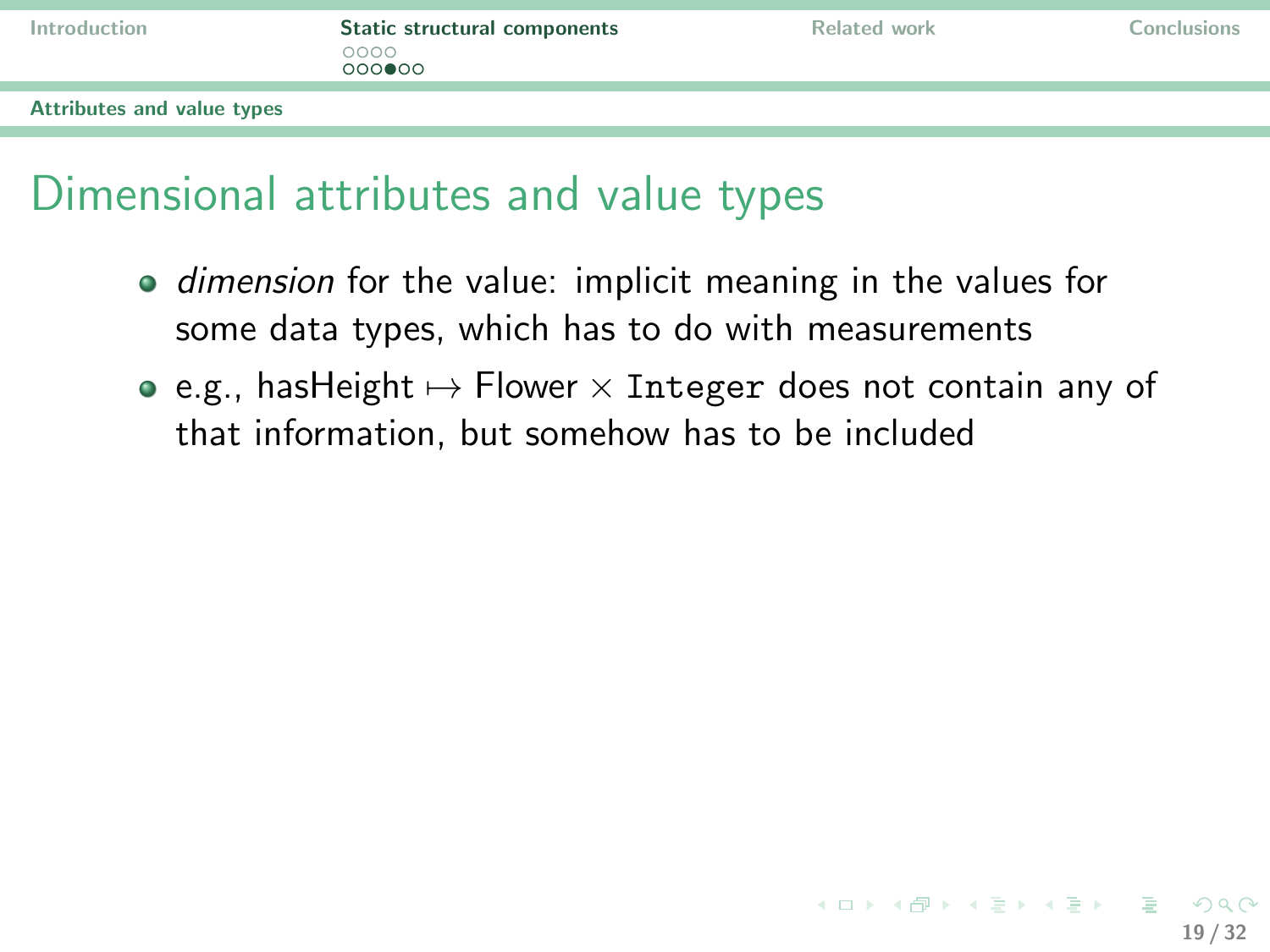# Dimensional attributes and value types

- *dimension* for the value: implicit meaning in the values for some data types, which has to do with measurements
- e.g., hasHeight $\mapsto$ Flower $\times$ `Integer` does not contain any of that information, but somehow has to be included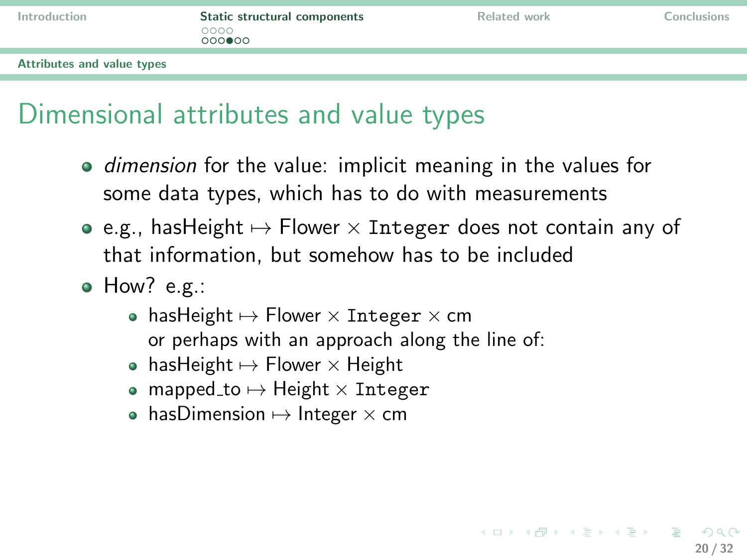# Dimensional attributes and value types

- *dimension* for the value: implicit meaning in the values for some data types, which has to do with measurements
- e.g., hasHeight $\mapsto$ Flower $\times$ `Integer` does not contain any of that information, but somehow has to be included
- How? e.g.:
  - hasHeight $\mapsto$ Flower $\times$ `Integer` $\times$ cm
    or perhaps with an approach along the line of:
  - hasHeight $\mapsto$ Flower $\times$ Height
  - mapped_to $\mapsto$ Height $\times$ `Integer`
  - hasDimension $\mapsto$ Integer $\times$ cm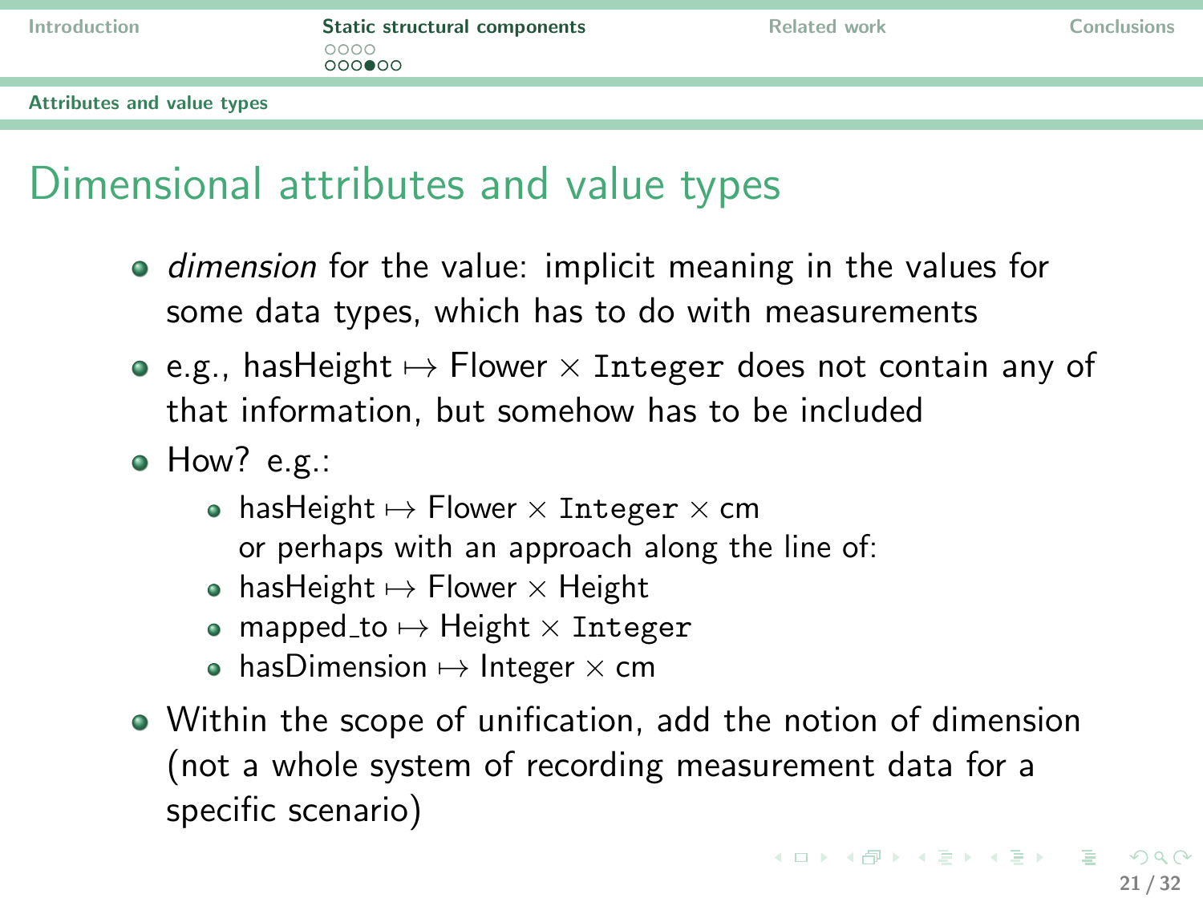## Dimensional attributes and value types

- *dimension* for the value: implicit meaning in the values for some data types, which has to do with measurements
- e.g., hasHeight $\mapsto$ Flower $\times$ `Integer` does not contain any of that information, but somehow has to be included
- How? e.g.:
  - hasHeight $\mapsto$ Flower $\times$ `Integer` $\times$ cm
    or perhaps with an approach along the line of:
  - hasHeight $\mapsto$ Flower $\times$ Height
  - mapped_to $\mapsto$ Height $\times$ `Integer`
  - hasDimension $\mapsto$ Integer $\times$ cm
- Within the scope of unification, add the notion of dimension (not a whole system of recording measurement data for a specific scenario)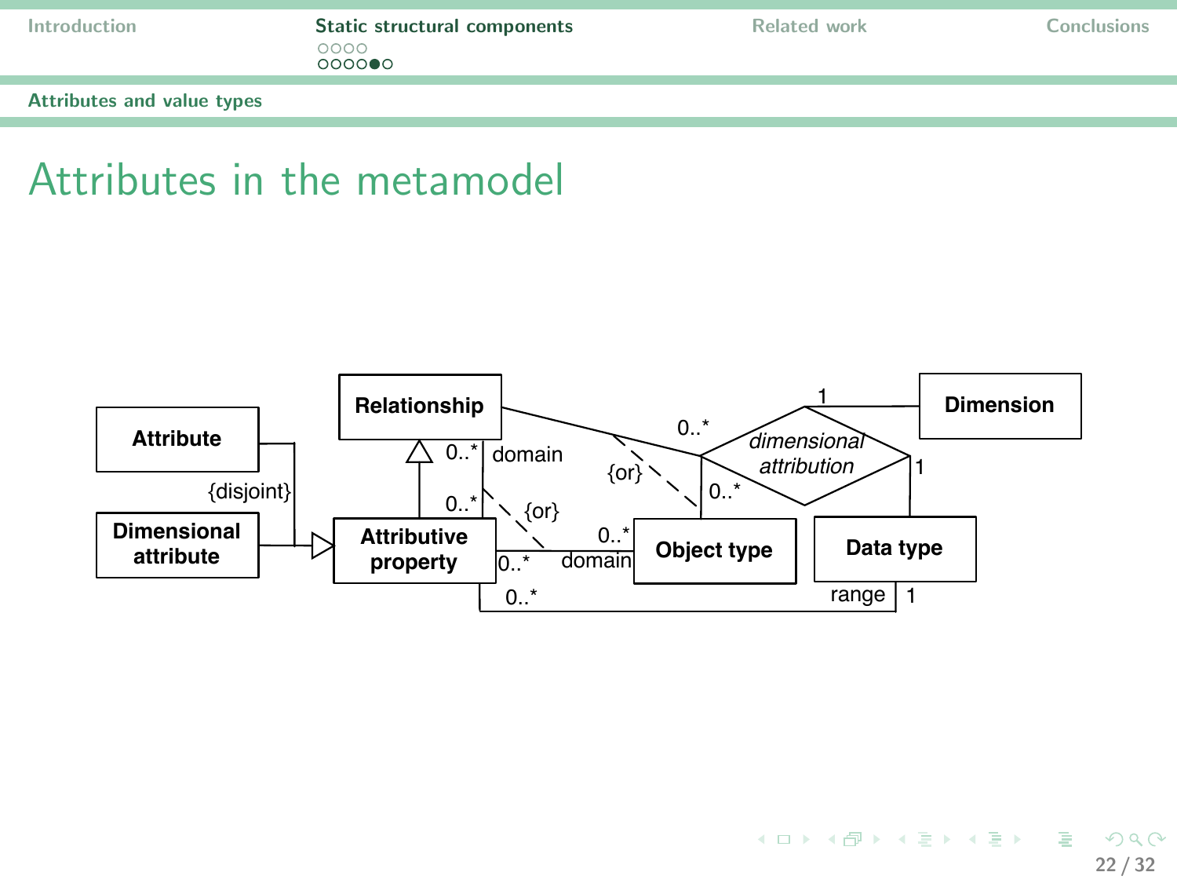# Attributes in the metamodel

Relationship

Attribute

Dimensional attribute

{disjoint}

Attributive property

0..* domain

0..*

{or}

0..*

0..* domain

Object type

{or}

0..*

*dimensional attribution*

0..*

1

Dimension

1

Data type

0..*

range 1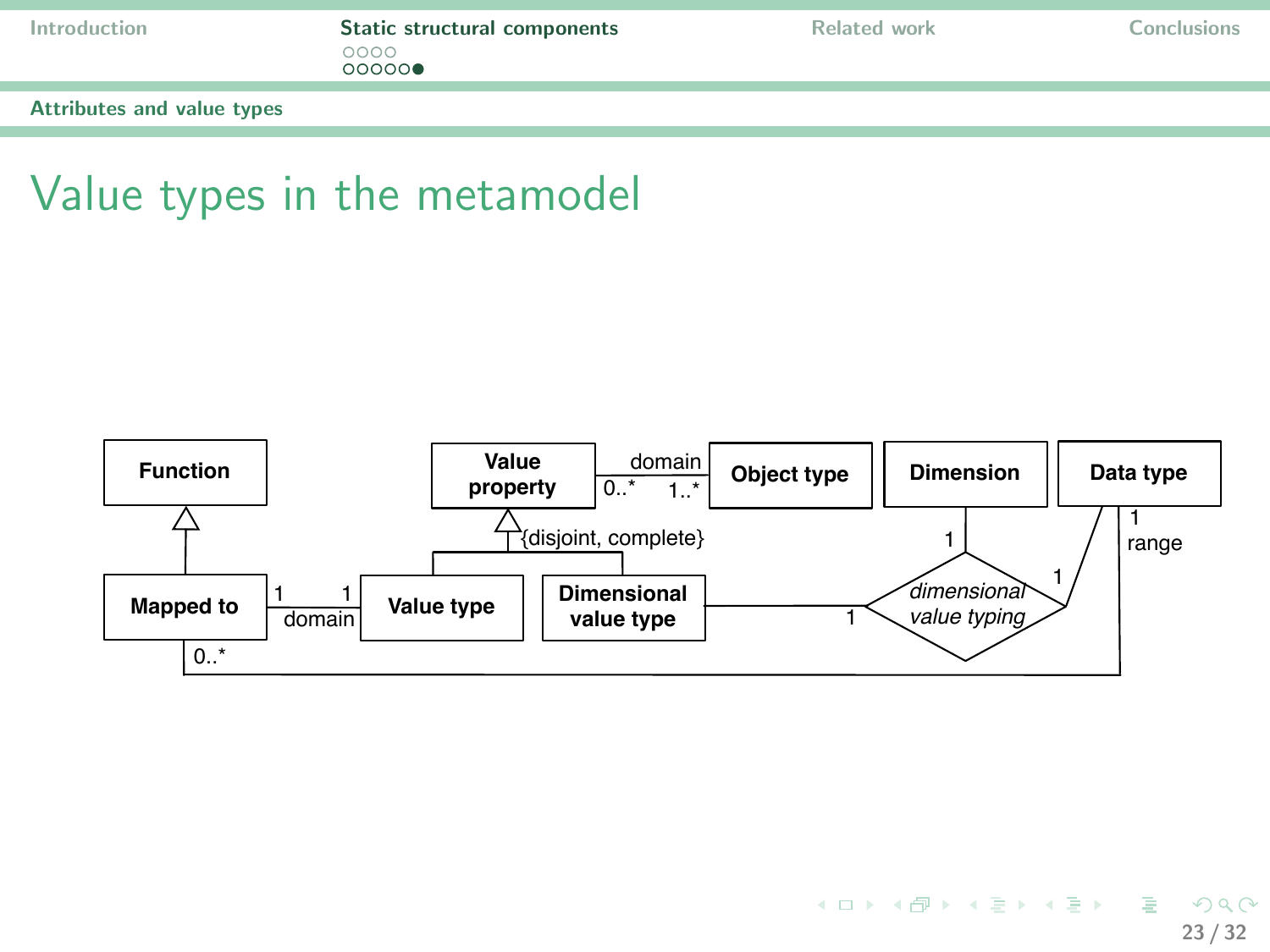## Attributes and value types

# Value types in the metamodel

Function

Value property — domain — Object type (0..* / 1..*)

Dimension

Data type

Mapped to — 1 — 1 domain — Value type

{disjoint, complete}

Dimensional value type

*dimensional value typing* (1, 1, 1)

0..*

1 range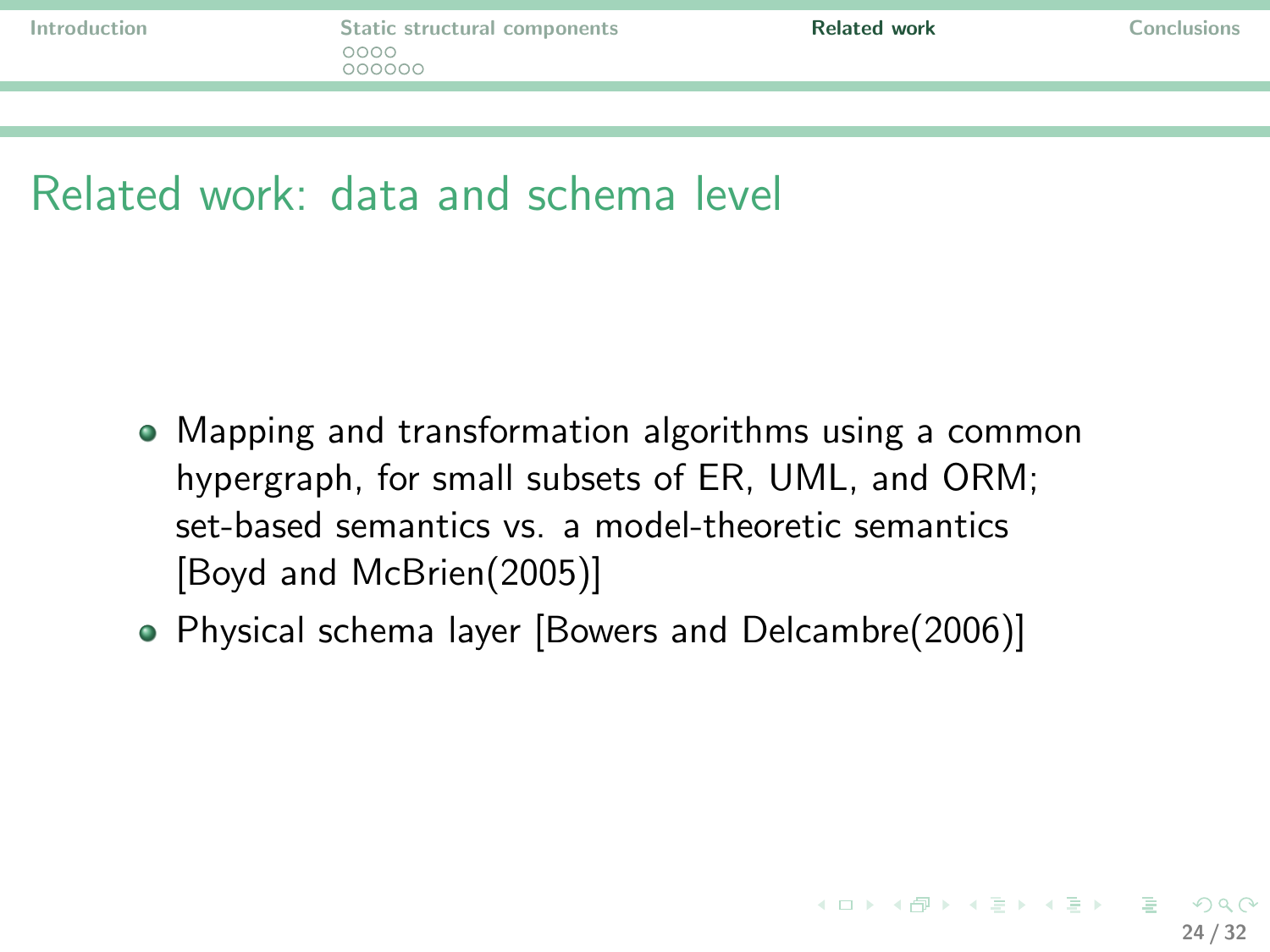# Related work: data and schema level

- Mapping and transformation algorithms using a common hypergraph, for small subsets of ER, UML, and ORM; set-based semantics vs. a model-theoretic semantics [Boyd and McBrien(2005)]
- Physical schema layer [Bowers and Delcambre(2006)]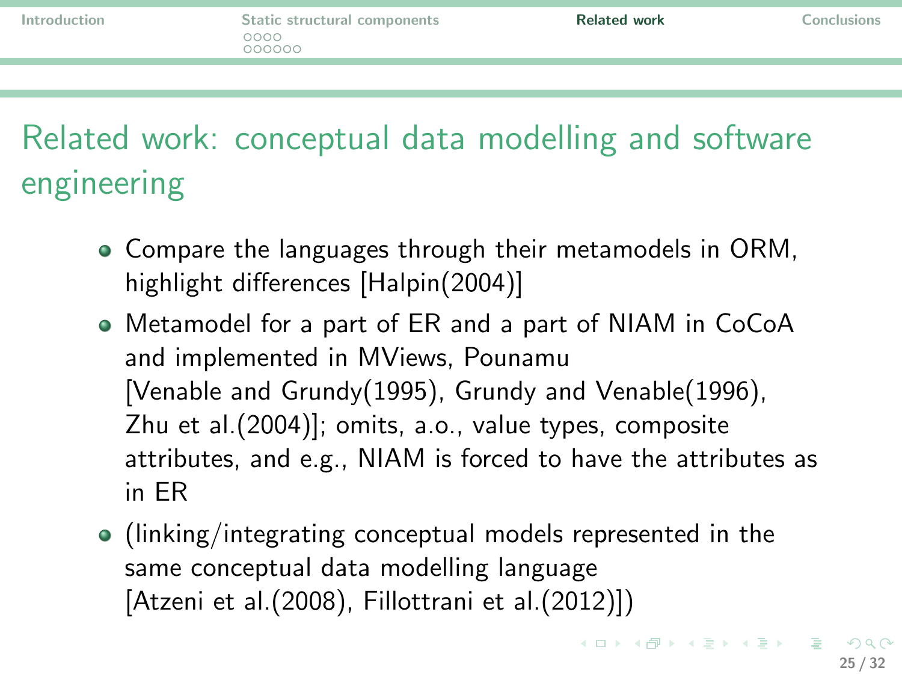# Related work: conceptual data modelling and software engineering

- Compare the languages through their metamodels in ORM, highlight differences [Halpin(2004)]
- Metamodel for a part of ER and a part of NIAM in CoCoA and implemented in MViews, Pounamu [Venable and Grundy(1995), Grundy and Venable(1996), Zhu et al.(2004)]; omits, a.o., value types, composite attributes, and e.g., NIAM is forced to have the attributes as in ER
- (linking/integrating conceptual models represented in the same conceptual data modelling language [Atzeni et al.(2008), Fillottrani et al.(2012)])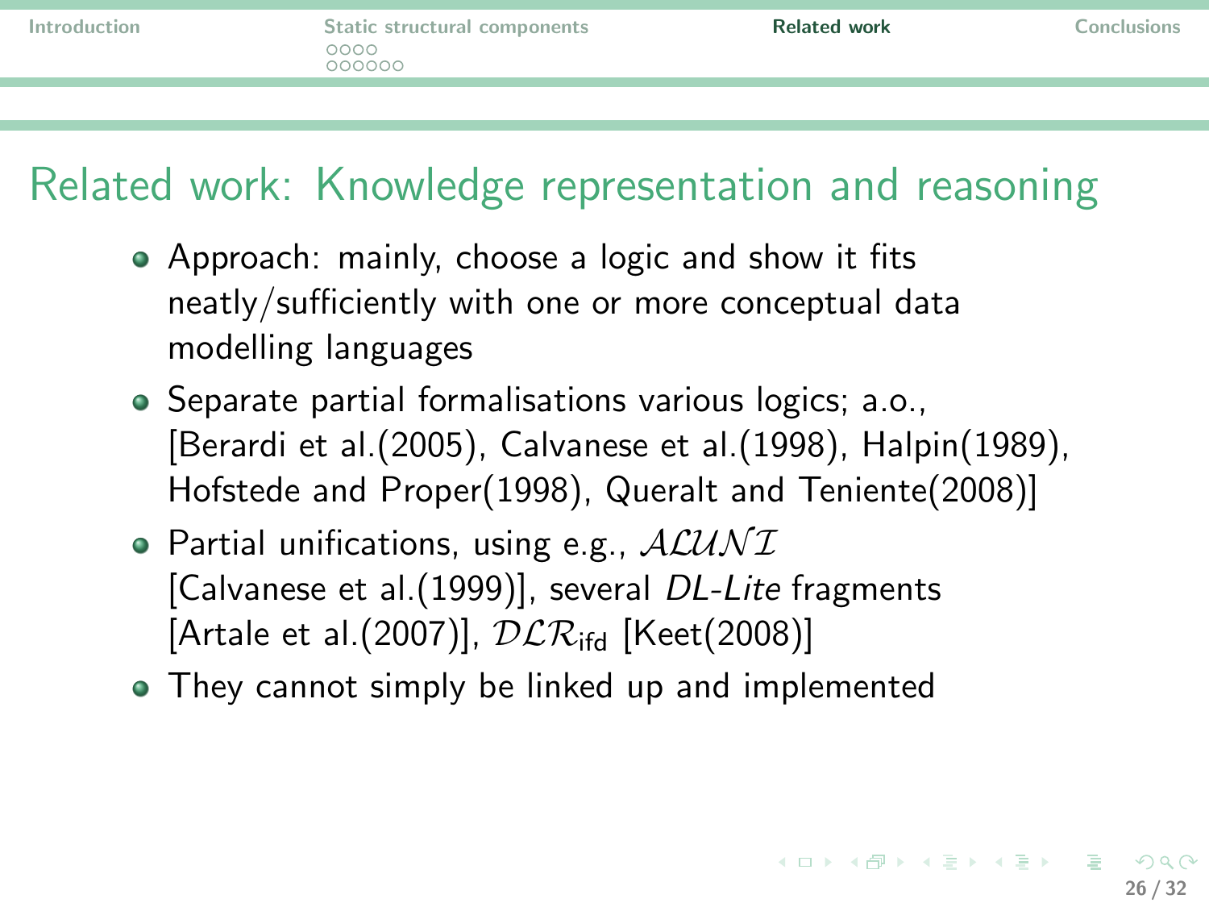# Related work: Knowledge representation and reasoning

- Approach: mainly, choose a logic and show it fits neatly/sufficiently with one or more conceptual data modelling languages
- Separate partial formalisations various logics; a.o., [Berardi et al.(2005), Calvanese et al.(1998), Halpin(1989), Hofstede and Proper(1998), Queralt and Teniente(2008)]
- Partial unifications, using e.g., $\mathcal{ALUNI}$ [Calvanese et al.(1999)], several *DL-Lite* fragments [Artale et al.(2007)], $\mathcal{DLR}_{\mathsf{ifd}}$ [Keet(2008)]
- They cannot simply be linked up and implemented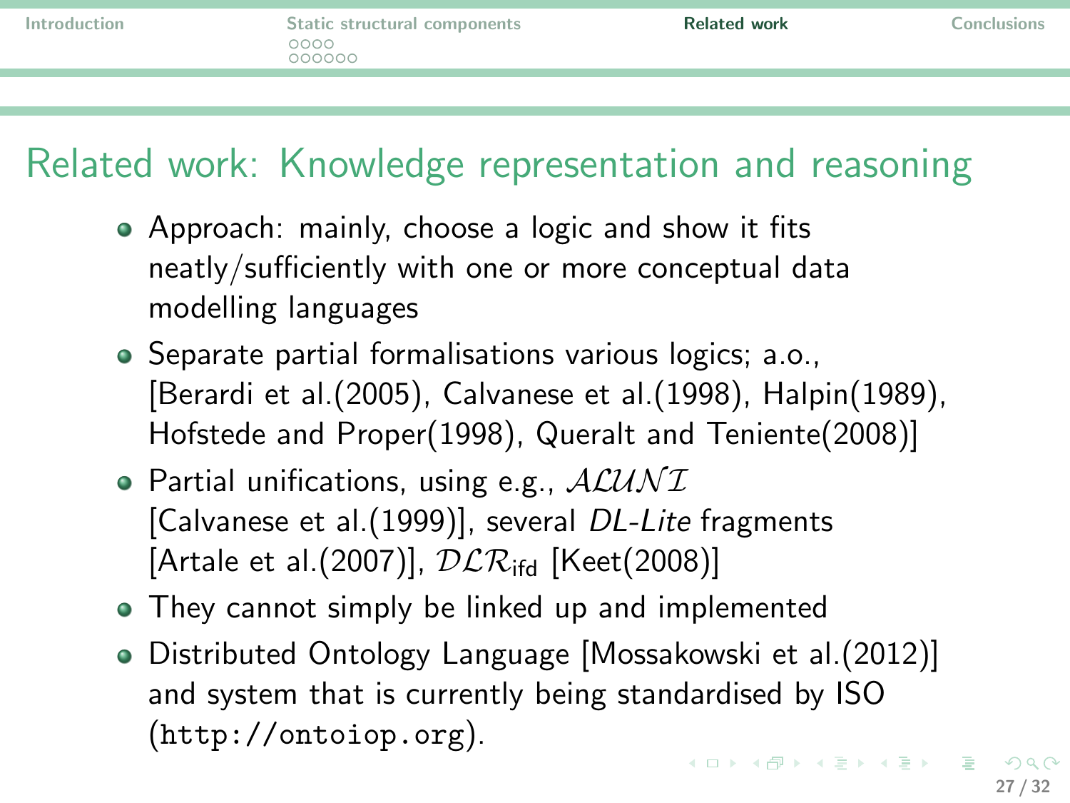## Related work: Knowledge representation and reasoning

- Approach: mainly, choose a logic and show it fits neatly/sufficiently with one or more conceptual data modelling languages
- Separate partial formalisations various logics; a.o., [Berardi et al.(2005), Calvanese et al.(1998), Halpin(1989), Hofstede and Proper(1998), Queralt and Teniente(2008)]
- Partial unifications, using e.g., $\mathcal{ALUNI}$ [Calvanese et al.(1999)], several *DL-Lite* fragments [Artale et al.(2007)], $\mathcal{DLR}_{\mathsf{ifd}}$ [Keet(2008)]
- They cannot simply be linked up and implemented
- Distributed Ontology Language [Mossakowski et al.(2012)] and system that is currently being standardised by ISO (`http://ontoiop.org`).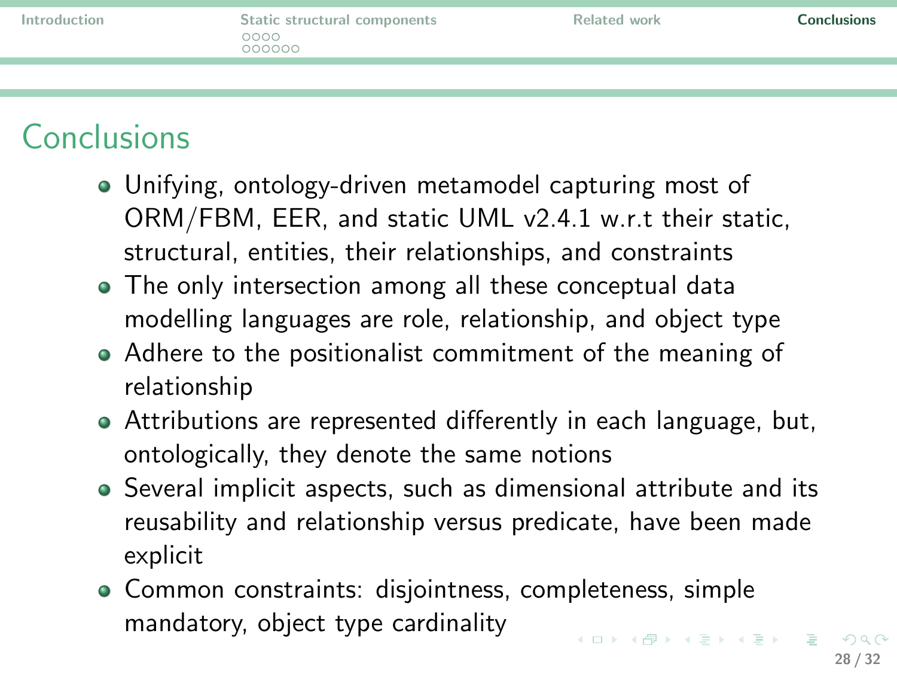# Conclusions

- Unifying, ontology-driven metamodel capturing most of ORM/FBM, EER, and static UML v2.4.1 w.r.t their static, structural, entities, their relationships, and constraints
- The only intersection among all these conceptual data modelling languages are role, relationship, and object type
- Adhere to the positionalist commitment of the meaning of relationship
- Attributions are represented differently in each language, but, ontologically, they denote the same notions
- Several implicit aspects, such as dimensional attribute and its reusability and relationship versus predicate, have been made explicit
- Common constraints: disjointness, completeness, simple mandatory, object type cardinality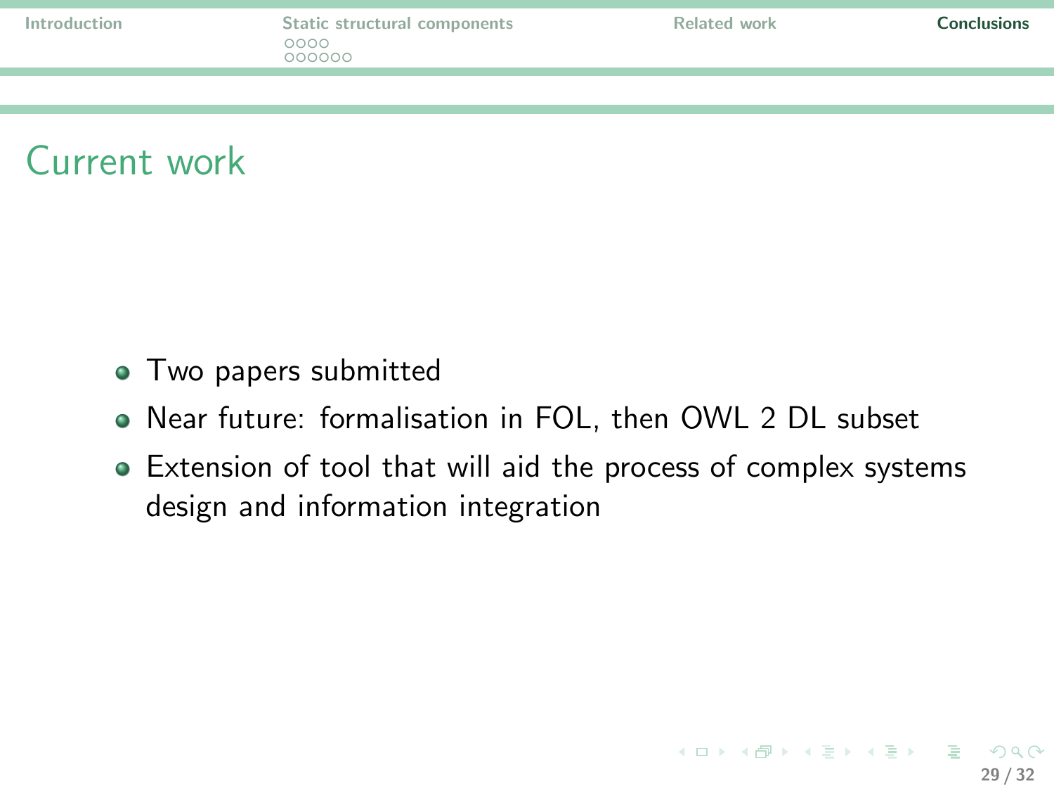# Current work

- Two papers submitted
- Near future: formalisation in FOL, then OWL 2 DL subset
- Extension of tool that will aid the process of complex systems design and information integration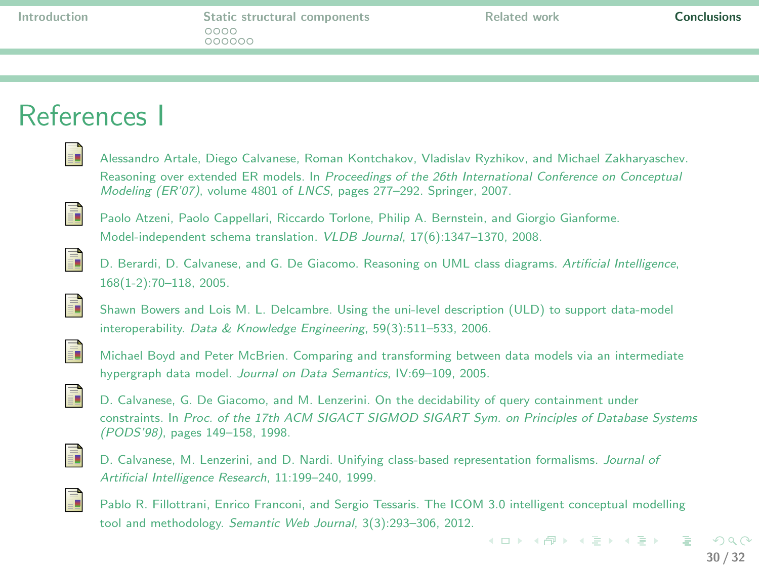# References I

- Alessandro Artale, Diego Calvanese, Roman Kontchakov, Vladislav Ryzhikov, and Michael Zakharyaschev. Reasoning over extended ER models. In *Proceedings of the 26th International Conference on Conceptual Modeling (ER'07)*, volume 4801 of *LNCS*, pages 277–292. Springer, 2007.
- Paolo Atzeni, Paolo Cappellari, Riccardo Torlone, Philip A. Bernstein, and Giorgio Gianforme. Model-independent schema translation. *VLDB Journal*, 17(6):1347–1370, 2008.
- D. Berardi, D. Calvanese, and G. De Giacomo. Reasoning on UML class diagrams. *Artificial Intelligence*, 168(1-2):70–118, 2005.
- Shawn Bowers and Lois M. L. Delcambre. Using the uni-level description (ULD) to support data-model interoperability. *Data & Knowledge Engineering*, 59(3):511–533, 2006.
- Michael Boyd and Peter McBrien. Comparing and transforming between data models via an intermediate hypergraph data model. *Journal on Data Semantics*, IV:69–109, 2005.
- D. Calvanese, G. De Giacomo, and M. Lenzerini. On the decidability of query containment under constraints. In *Proc. of the 17th ACM SIGACT SIGMOD SIGART Sym. on Principles of Database Systems (PODS'98)*, pages 149–158, 1998.
- D. Calvanese, M. Lenzerini, and D. Nardi. Unifying class-based representation formalisms. *Journal of Artificial Intelligence Research*, 11:199–240, 1999.
- Pablo R. Fillottrani, Enrico Franconi, and Sergio Tessaris. The ICOM 3.0 intelligent conceptual modelling tool and methodology. *Semantic Web Journal*, 3(3):293–306, 2012.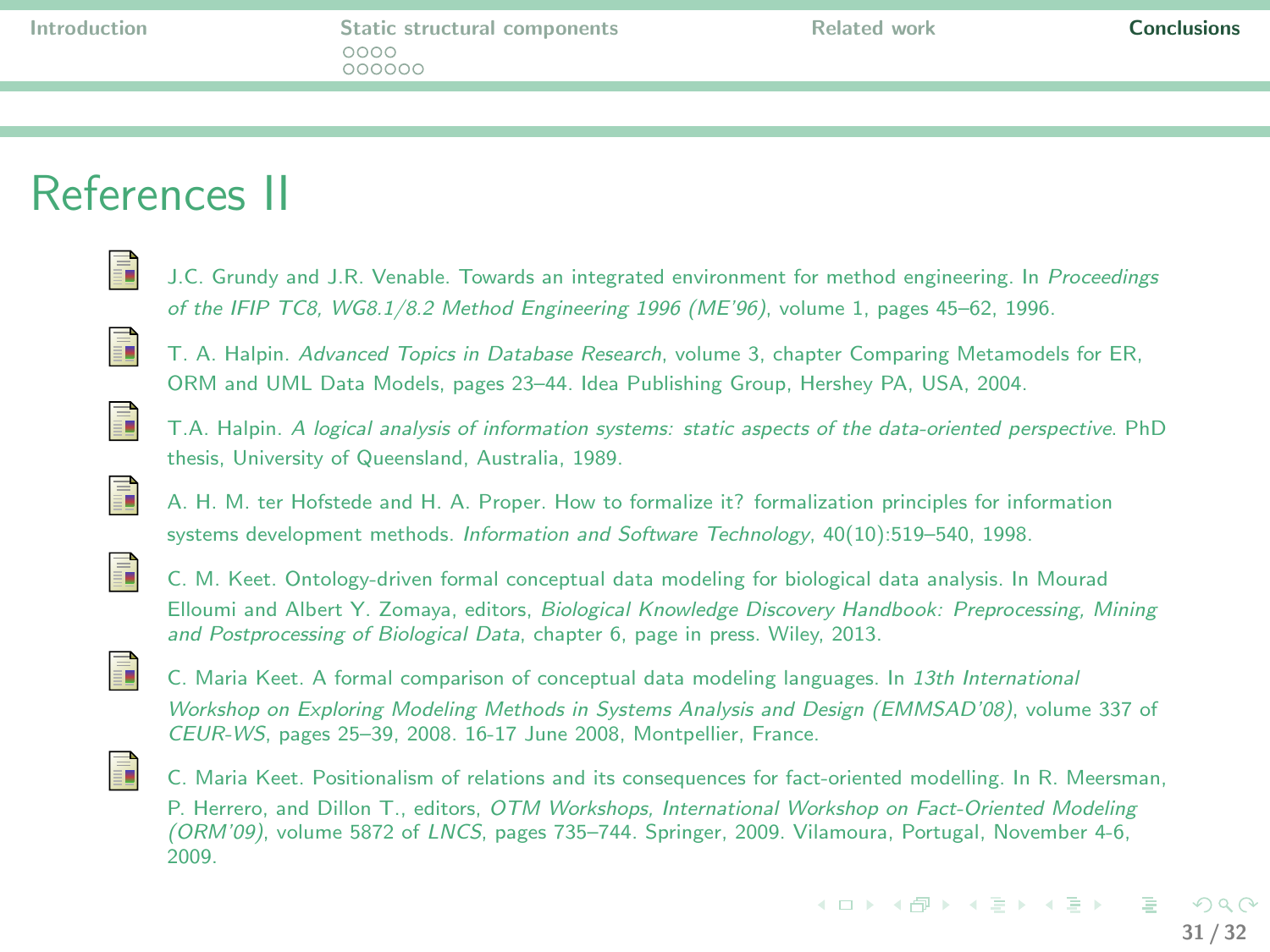# References II

- J.C. Grundy and J.R. Venable. Towards an integrated environment for method engineering. In *Proceedings of the IFIP TC8, WG8.1/8.2 Method Engineering 1996 (ME'96)*, volume 1, pages 45–62, 1996.
- T. A. Halpin. *Advanced Topics in Database Research*, volume 3, chapter Comparing Metamodels for ER, ORM and UML Data Models, pages 23–44. Idea Publishing Group, Hershey PA, USA, 2004.
- T.A. Halpin. *A logical analysis of information systems: static aspects of the data-oriented perspective*. PhD thesis, University of Queensland, Australia, 1989.
- A. H. M. ter Hofstede and H. A. Proper. How to formalize it? formalization principles for information systems development methods. *Information and Software Technology*, 40(10):519–540, 1998.
- C. M. Keet. Ontology-driven formal conceptual data modeling for biological data analysis. In Mourad Elloumi and Albert Y. Zomaya, editors, *Biological Knowledge Discovery Handbook: Preprocessing, Mining and Postprocessing of Biological Data*, chapter 6, page in press. Wiley, 2013.
- C. Maria Keet. A formal comparison of conceptual data modeling languages. In *13th International Workshop on Exploring Modeling Methods in Systems Analysis and Design (EMMSAD'08)*, volume 337 of *CEUR-WS*, pages 25–39, 2008. 16-17 June 2008, Montpellier, France.
- C. Maria Keet. Positionalism of relations and its consequences for fact-oriented modelling. In R. Meersman, P. Herrero, and Dillon T., editors, *OTM Workshops, International Workshop on Fact-Oriented Modeling (ORM'09)*, volume 5872 of *LNCS*, pages 735–744. Springer, 2009. Vilamoura, Portugal, November 4-6, 2009.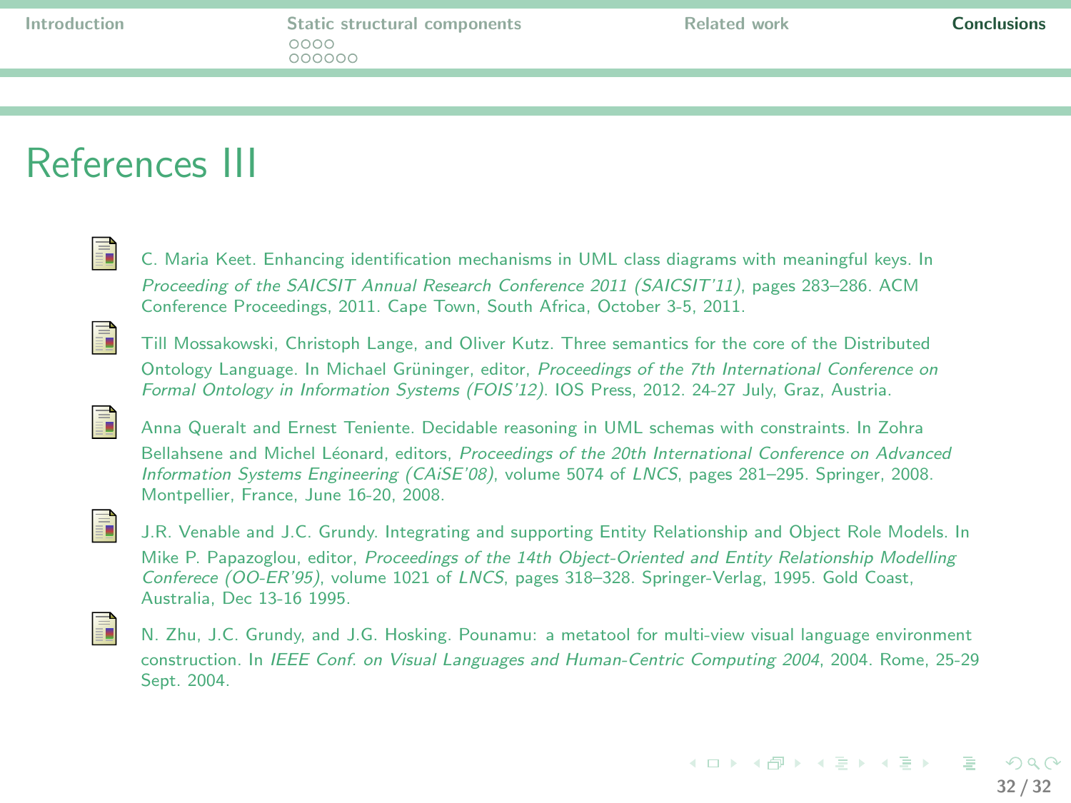# References III

- C. Maria Keet. Enhancing identification mechanisms in UML class diagrams with meaningful keys. In *Proceeding of the SAICSIT Annual Research Conference 2011 (SAICSIT'11)*, pages 283–286. ACM Conference Proceedings, 2011. Cape Town, South Africa, October 3-5, 2011.

- Till Mossakowski, Christoph Lange, and Oliver Kutz. Three semantics for the core of the Distributed Ontology Language. In Michael Grüninger, editor, *Proceedings of the 7th International Conference on Formal Ontology in Information Systems (FOIS'12)*. IOS Press, 2012. 24-27 July, Graz, Austria.

- Anna Queralt and Ernest Teniente. Decidable reasoning in UML schemas with constraints. In Zohra Bellahsene and Michel Léonard, editors, *Proceedings of the 20th International Conference on Advanced Information Systems Engineering (CAiSE'08)*, volume 5074 of *LNCS*, pages 281–295. Springer, 2008. Montpellier, France, June 16-20, 2008.

- J.R. Venable and J.C. Grundy. Integrating and supporting Entity Relationship and Object Role Models. In Mike P. Papazoglou, editor, *Proceedings of the 14th Object-Oriented and Entity Relationship Modelling Conferece (OO-ER'95)*, volume 1021 of *LNCS*, pages 318–328. Springer-Verlag, 1995. Gold Coast, Australia, Dec 13-16 1995.

- N. Zhu, J.C. Grundy, and J.G. Hosking. Pounamu: a metatool for multi-view visual language environment construction. In *IEEE Conf. on Visual Languages and Human-Centric Computing 2004*, 2004. Rome, 25-29 Sept. 2004.